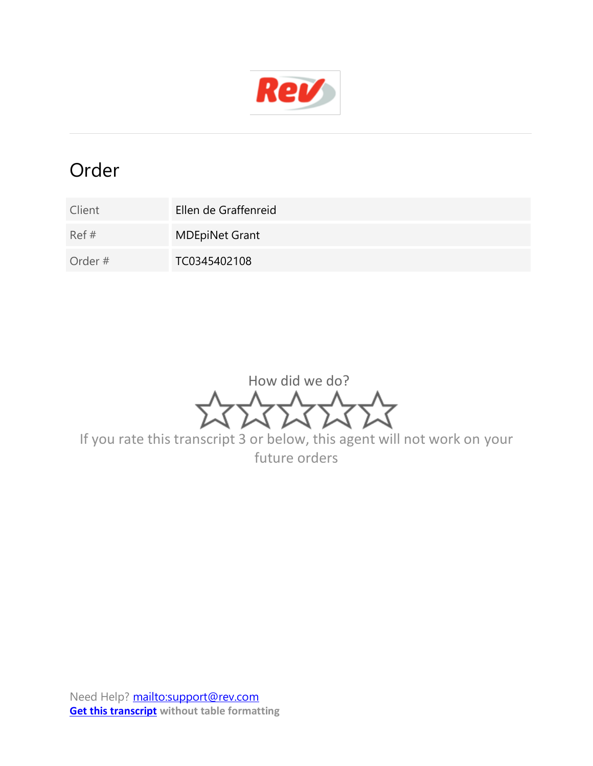Rev

# Order

| Client | Ellen de Graffenreid |
|---|---|
| Ref # | MDEpiNet Grant |
| Order # | TC0345402108 |

How did we do?

If you rate this transcript 3 or below, this agent will not work on your future orders

Need Help? mailto:support@rev.com
**Get this transcript** **without table formatting**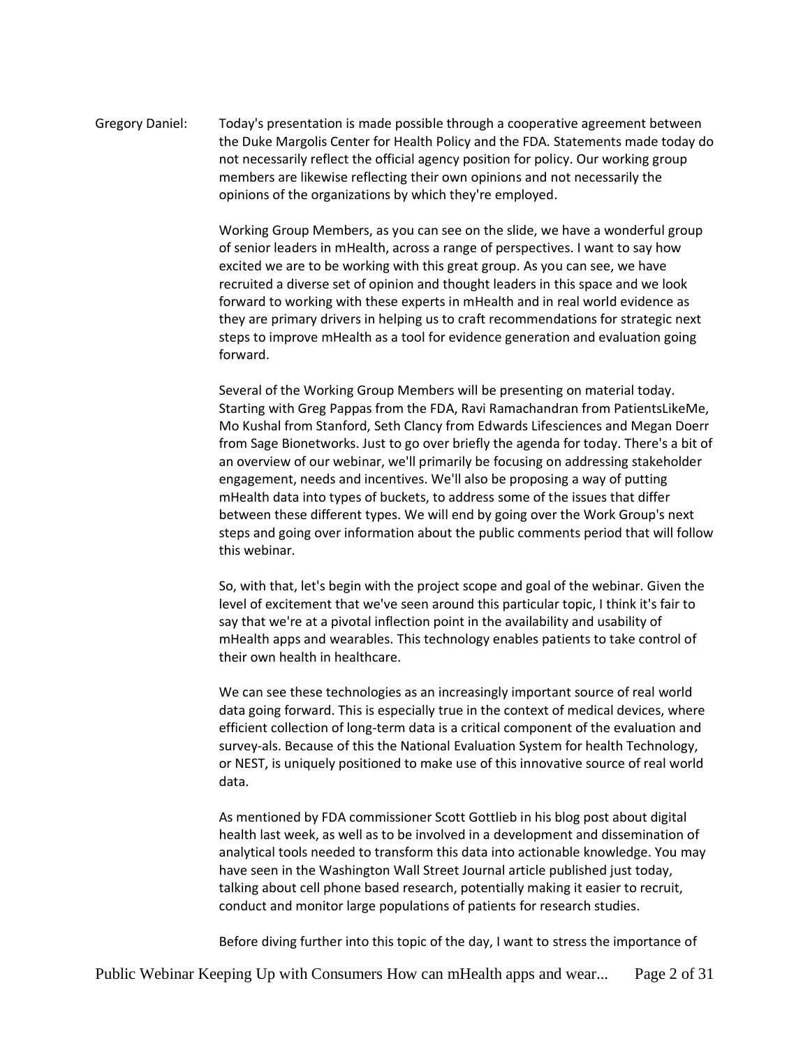Gregory Daniel: Today's presentation is made possible through a cooperative agreement between the Duke Margolis Center for Health Policy and the FDA. Statements made today do not necessarily reflect the official agency position for policy. Our working group members are likewise reflecting their own opinions and not necessarily the opinions of the organizations by which they're employed.

Working Group Members, as you can see on the slide, we have a wonderful group of senior leaders in mHealth, across a range of perspectives. I want to say how excited we are to be working with this great group. As you can see, we have recruited a diverse set of opinion and thought leaders in this space and we look forward to working with these experts in mHealth and in real world evidence as they are primary drivers in helping us to craft recommendations for strategic next steps to improve mHealth as a tool for evidence generation and evaluation going forward.

Several of the Working Group Members will be presenting on material today. Starting with Greg Pappas from the FDA, Ravi Ramachandran from PatientsLikeMe, Mo Kushal from Stanford, Seth Clancy from Edwards Lifesciences and Megan Doerr from Sage Bionetworks. Just to go over briefly the agenda for today. There's a bit of an overview of our webinar, we'll primarily be focusing on addressing stakeholder engagement, needs and incentives. We'll also be proposing a way of putting mHealth data into types of buckets, to address some of the issues that differ between these different types. We will end by going over the Work Group's next steps and going over information about the public comments period that will follow this webinar.

So, with that, let's begin with the project scope and goal of the webinar. Given the level of excitement that we've seen around this particular topic, I think it's fair to say that we're at a pivotal inflection point in the availability and usability of mHealth apps and wearables. This technology enables patients to take control of their own health in healthcare.

We can see these technologies as an increasingly important source of real world data going forward. This is especially true in the context of medical devices, where efficient collection of long-term data is a critical component of the evaluation and survey-als. Because of this the National Evaluation System for health Technology, or NEST, is uniquely positioned to make use of this innovative source of real world data.

As mentioned by FDA commissioner Scott Gottlieb in his blog post about digital health last week, as well as to be involved in a development and dissemination of analytical tools needed to transform this data into actionable knowledge. You may have seen in the Washington Wall Street Journal article published just today, talking about cell phone based research, potentially making it easier to recruit, conduct and monitor large populations of patients for research studies.

Before diving further into this topic of the day, I want to stress the importance of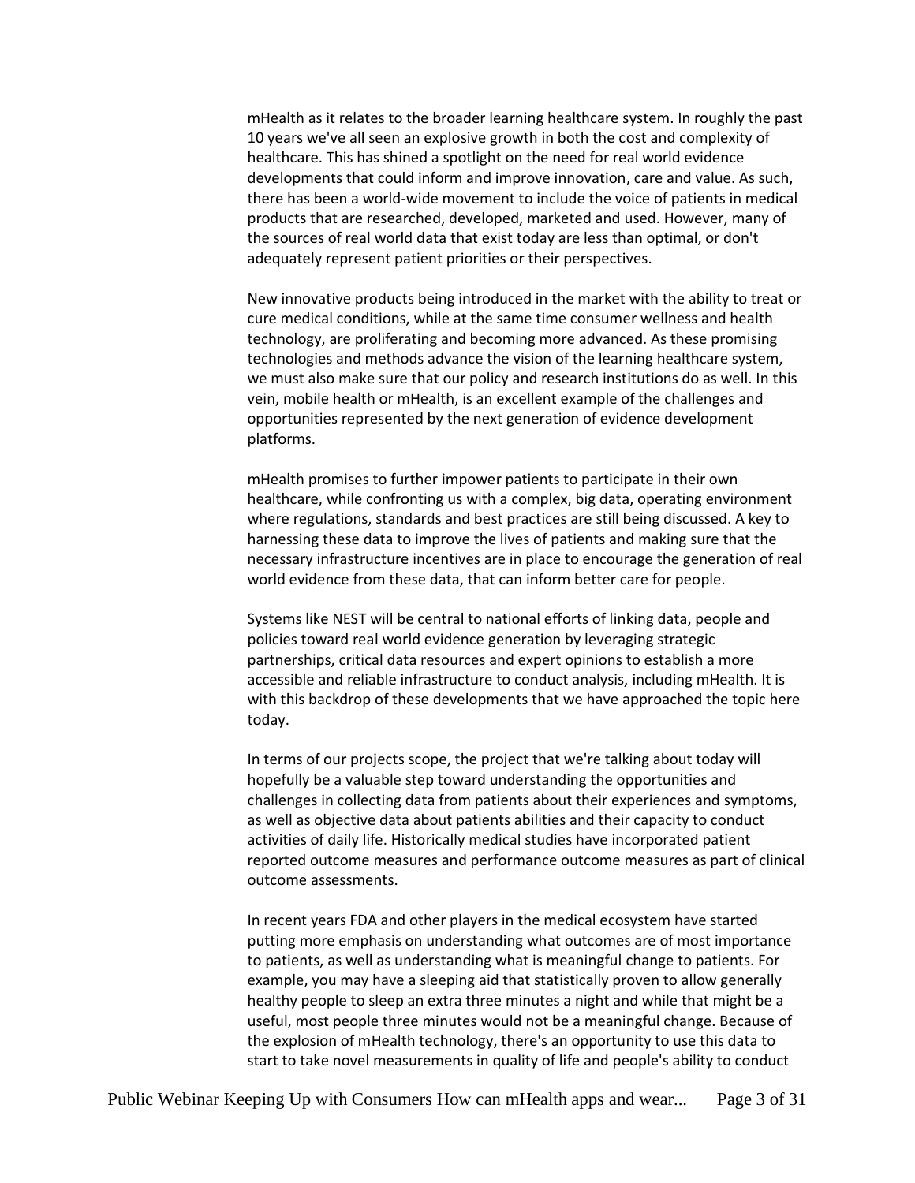mHealth as it relates to the broader learning healthcare system. In roughly the past 10 years we've all seen an explosive growth in both the cost and complexity of healthcare. This has shined a spotlight on the need for real world evidence developments that could inform and improve innovation, care and value. As such, there has been a world-wide movement to include the voice of patients in medical products that are researched, developed, marketed and used. However, many of the sources of real world data that exist today are less than optimal, or don't adequately represent patient priorities or their perspectives.

New innovative products being introduced in the market with the ability to treat or cure medical conditions, while at the same time consumer wellness and health technology, are proliferating and becoming more advanced. As these promising technologies and methods advance the vision of the learning healthcare system, we must also make sure that our policy and research institutions do as well. In this vein, mobile health or mHealth, is an excellent example of the challenges and opportunities represented by the next generation of evidence development platforms.

mHealth promises to further impower patients to participate in their own healthcare, while confronting us with a complex, big data, operating environment where regulations, standards and best practices are still being discussed. A key to harnessing these data to improve the lives of patients and making sure that the necessary infrastructure incentives are in place to encourage the generation of real world evidence from these data, that can inform better care for people.

Systems like NEST will be central to national efforts of linking data, people and policies toward real world evidence generation by leveraging strategic partnerships, critical data resources and expert opinions to establish a more accessible and reliable infrastructure to conduct analysis, including mHealth. It is with this backdrop of these developments that we have approached the topic here today.

In terms of our projects scope, the project that we're talking about today will hopefully be a valuable step toward understanding the opportunities and challenges in collecting data from patients about their experiences and symptoms, as well as objective data about patients abilities and their capacity to conduct activities of daily life. Historically medical studies have incorporated patient reported outcome measures and performance outcome measures as part of clinical outcome assessments.

In recent years FDA and other players in the medical ecosystem have started putting more emphasis on understanding what outcomes are of most importance to patients, as well as understanding what is meaningful change to patients. For example, you may have a sleeping aid that statistically proven to allow generally healthy people to sleep an extra three minutes a night and while that might be a useful, most people three minutes would not be a meaningful change. Because of the explosion of mHealth technology, there's an opportunity to use this data to start to take novel measurements in quality of life and people's ability to conduct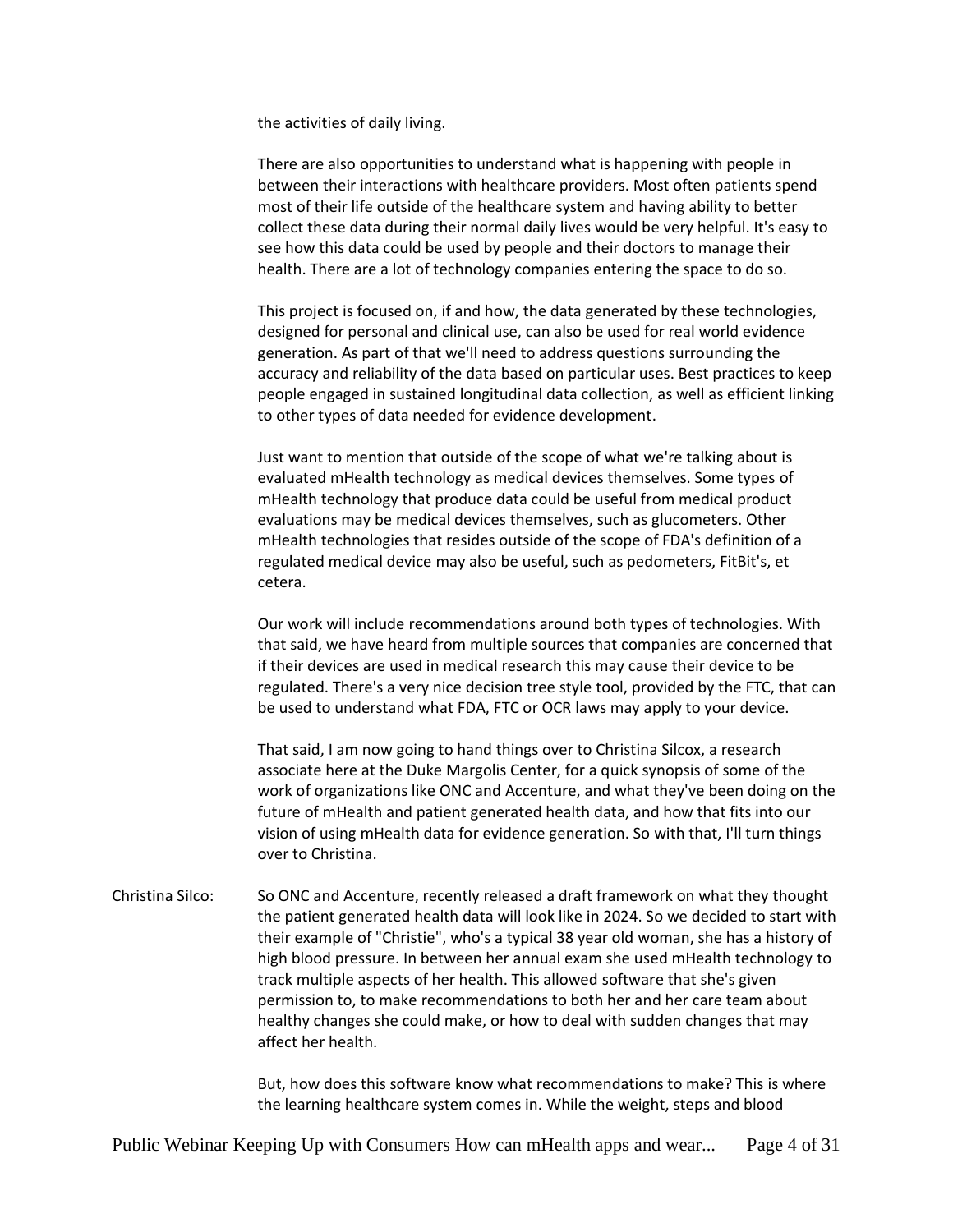the activities of daily living.

There are also opportunities to understand what is happening with people in between their interactions with healthcare providers. Most often patients spend most of their life outside of the healthcare system and having ability to better collect these data during their normal daily lives would be very helpful. It's easy to see how this data could be used by people and their doctors to manage their health. There are a lot of technology companies entering the space to do so.

This project is focused on, if and how, the data generated by these technologies, designed for personal and clinical use, can also be used for real world evidence generation. As part of that we'll need to address questions surrounding the accuracy and reliability of the data based on particular uses. Best practices to keep people engaged in sustained longitudinal data collection, as well as efficient linking to other types of data needed for evidence development.

Just want to mention that outside of the scope of what we're talking about is evaluated mHealth technology as medical devices themselves. Some types of mHealth technology that produce data could be useful from medical product evaluations may be medical devices themselves, such as glucometers. Other mHealth technologies that resides outside of the scope of FDA's definition of a regulated medical device may also be useful, such as pedometers, FitBit's, et cetera.

Our work will include recommendations around both types of technologies. With that said, we have heard from multiple sources that companies are concerned that if their devices are used in medical research this may cause their device to be regulated. There's a very nice decision tree style tool, provided by the FTC, that can be used to understand what FDA, FTC or OCR laws may apply to your device.

That said, I am now going to hand things over to Christina Silcox, a research associate here at the Duke Margolis Center, for a quick synopsis of some of the work of organizations like ONC and Accenture, and what they've been doing on the future of mHealth and patient generated health data, and how that fits into our vision of using mHealth data for evidence generation. So with that, I'll turn things over to Christina.

Christina Silco: So ONC and Accenture, recently released a draft framework on what they thought the patient generated health data will look like in 2024. So we decided to start with their example of "Christie", who's a typical 38 year old woman, she has a history of high blood pressure. In between her annual exam she used mHealth technology to track multiple aspects of her health. This allowed software that she's given permission to, to make recommendations to both her and her care team about healthy changes she could make, or how to deal with sudden changes that may affect her health.

But, how does this software know what recommendations to make? This is where the learning healthcare system comes in. While the weight, steps and blood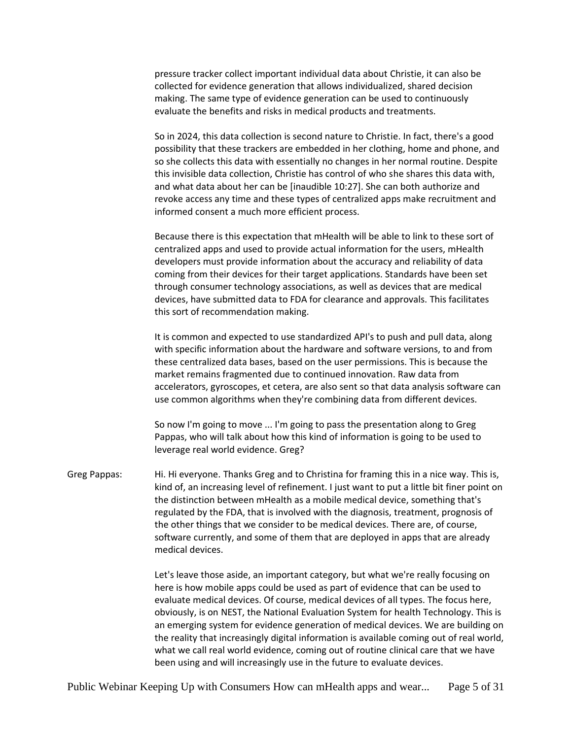pressure tracker collect important individual data about Christie, it can also be collected for evidence generation that allows individualized, shared decision making. The same type of evidence generation can be used to continuously evaluate the benefits and risks in medical products and treatments.

So in 2024, this data collection is second nature to Christie. In fact, there's a good possibility that these trackers are embedded in her clothing, home and phone, and so she collects this data with essentially no changes in her normal routine. Despite this invisible data collection, Christie has control of who she shares this data with, and what data about her can be [inaudible 10:27]. She can both authorize and revoke access any time and these types of centralized apps make recruitment and informed consent a much more efficient process.

Because there is this expectation that mHealth will be able to link to these sort of centralized apps and used to provide actual information for the users, mHealth developers must provide information about the accuracy and reliability of data coming from their devices for their target applications. Standards have been set through consumer technology associations, as well as devices that are medical devices, have submitted data to FDA for clearance and approvals. This facilitates this sort of recommendation making.

It is common and expected to use standardized API's to push and pull data, along with specific information about the hardware and software versions, to and from these centralized data bases, based on the user permissions. This is because the market remains fragmented due to continued innovation. Raw data from accelerators, gyroscopes, et cetera, are also sent so that data analysis software can use common algorithms when they're combining data from different devices.

So now I'm going to move ... I'm going to pass the presentation along to Greg Pappas, who will talk about how this kind of information is going to be used to leverage real world evidence. Greg?

Greg Pappas: Hi. Hi everyone. Thanks Greg and to Christina for framing this in a nice way. This is, kind of, an increasing level of refinement. I just want to put a little bit finer point on the distinction between mHealth as a mobile medical device, something that's regulated by the FDA, that is involved with the diagnosis, treatment, prognosis of the other things that we consider to be medical devices. There are, of course, software currently, and some of them that are deployed in apps that are already medical devices.

Let's leave those aside, an important category, but what we're really focusing on here is how mobile apps could be used as part of evidence that can be used to evaluate medical devices. Of course, medical devices of all types. The focus here, obviously, is on NEST, the National Evaluation System for health Technology. This is an emerging system for evidence generation of medical devices. We are building on the reality that increasingly digital information is available coming out of real world, what we call real world evidence, coming out of routine clinical care that we have been using and will increasingly use in the future to evaluate devices.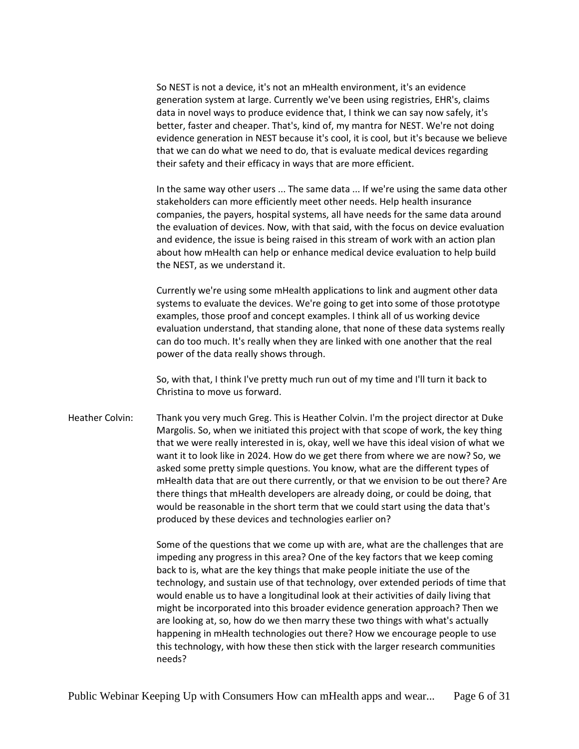So NEST is not a device, it's not an mHealth environment, it's an evidence generation system at large. Currently we've been using registries, EHR's, claims data in novel ways to produce evidence that, I think we can say now safely, it's better, faster and cheaper. That's, kind of, my mantra for NEST. We're not doing evidence generation in NEST because it's cool, it is cool, but it's because we believe that we can do what we need to do, that is evaluate medical devices regarding their safety and their efficacy in ways that are more efficient.

In the same way other users ... The same data ... If we're using the same data other stakeholders can more efficiently meet other needs. Help health insurance companies, the payers, hospital systems, all have needs for the same data around the evaluation of devices. Now, with that said, with the focus on device evaluation and evidence, the issue is being raised in this stream of work with an action plan about how mHealth can help or enhance medical device evaluation to help build the NEST, as we understand it.

Currently we're using some mHealth applications to link and augment other data systems to evaluate the devices. We're going to get into some of those prototype examples, those proof and concept examples. I think all of us working device evaluation understand, that standing alone, that none of these data systems really can do too much. It's really when they are linked with one another that the real power of the data really shows through.

So, with that, I think I've pretty much run out of my time and I'll turn it back to Christina to move us forward.

Heather Colvin: Thank you very much Greg. This is Heather Colvin. I'm the project director at Duke Margolis. So, when we initiated this project with that scope of work, the key thing that we were really interested in is, okay, well we have this ideal vision of what we want it to look like in 2024. How do we get there from where we are now? So, we asked some pretty simple questions. You know, what are the different types of mHealth data that are out there currently, or that we envision to be out there? Are there things that mHealth developers are already doing, or could be doing, that would be reasonable in the short term that we could start using the data that's produced by these devices and technologies earlier on?

Some of the questions that we come up with are, what are the challenges that are impeding any progress in this area? One of the key factors that we keep coming back to is, what are the key things that make people initiate the use of the technology, and sustain use of that technology, over extended periods of time that would enable us to have a longitudinal look at their activities of daily living that might be incorporated into this broader evidence generation approach? Then we are looking at, so, how do we then marry these two things with what's actually happening in mHealth technologies out there? How we encourage people to use this technology, with how these then stick with the larger research communities needs?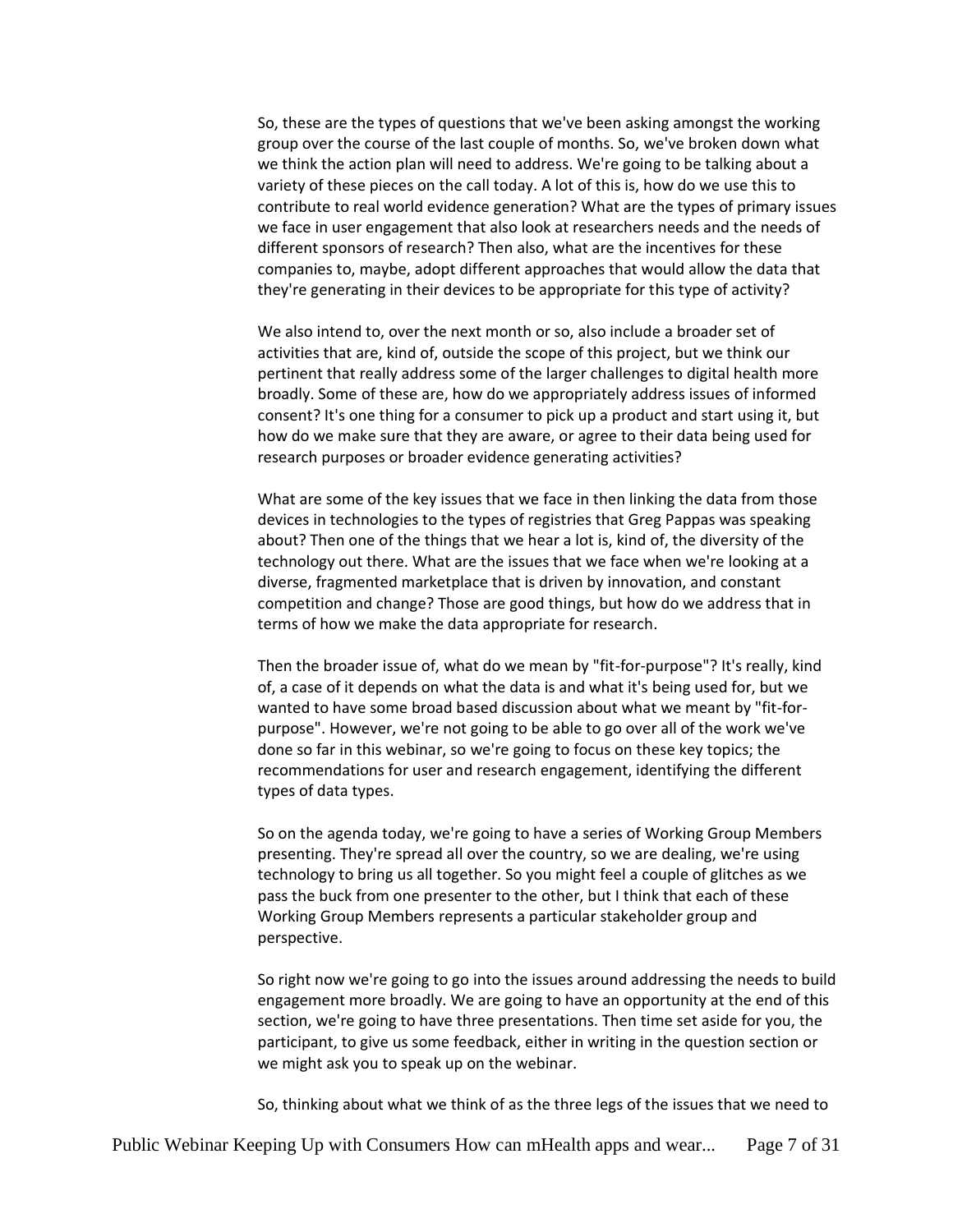So, these are the types of questions that we've been asking amongst the working group over the course of the last couple of months. So, we've broken down what we think the action plan will need to address. We're going to be talking about a variety of these pieces on the call today. A lot of this is, how do we use this to contribute to real world evidence generation? What are the types of primary issues we face in user engagement that also look at researchers needs and the needs of different sponsors of research? Then also, what are the incentives for these companies to, maybe, adopt different approaches that would allow the data that they're generating in their devices to be appropriate for this type of activity?

We also intend to, over the next month or so, also include a broader set of activities that are, kind of, outside the scope of this project, but we think our pertinent that really address some of the larger challenges to digital health more broadly. Some of these are, how do we appropriately address issues of informed consent? It's one thing for a consumer to pick up a product and start using it, but how do we make sure that they are aware, or agree to their data being used for research purposes or broader evidence generating activities?

What are some of the key issues that we face in then linking the data from those devices in technologies to the types of registries that Greg Pappas was speaking about? Then one of the things that we hear a lot is, kind of, the diversity of the technology out there. What are the issues that we face when we're looking at a diverse, fragmented marketplace that is driven by innovation, and constant competition and change? Those are good things, but how do we address that in terms of how we make the data appropriate for research.

Then the broader issue of, what do we mean by "fit-for-purpose"? It's really, kind of, a case of it depends on what the data is and what it's being used for, but we wanted to have some broad based discussion about what we meant by "fit-for-purpose". However, we're not going to be able to go over all of the work we've done so far in this webinar, so we're going to focus on these key topics; the recommendations for user and research engagement, identifying the different types of data types.

So on the agenda today, we're going to have a series of Working Group Members presenting. They're spread all over the country, so we are dealing, we're using technology to bring us all together. So you might feel a couple of glitches as we pass the buck from one presenter to the other, but I think that each of these Working Group Members represents a particular stakeholder group and perspective.

So right now we're going to go into the issues around addressing the needs to build engagement more broadly. We are going to have an opportunity at the end of this section, we're going to have three presentations. Then time set aside for you, the participant, to give us some feedback, either in writing in the question section or we might ask you to speak up on the webinar.

So, thinking about what we think of as the three legs of the issues that we need to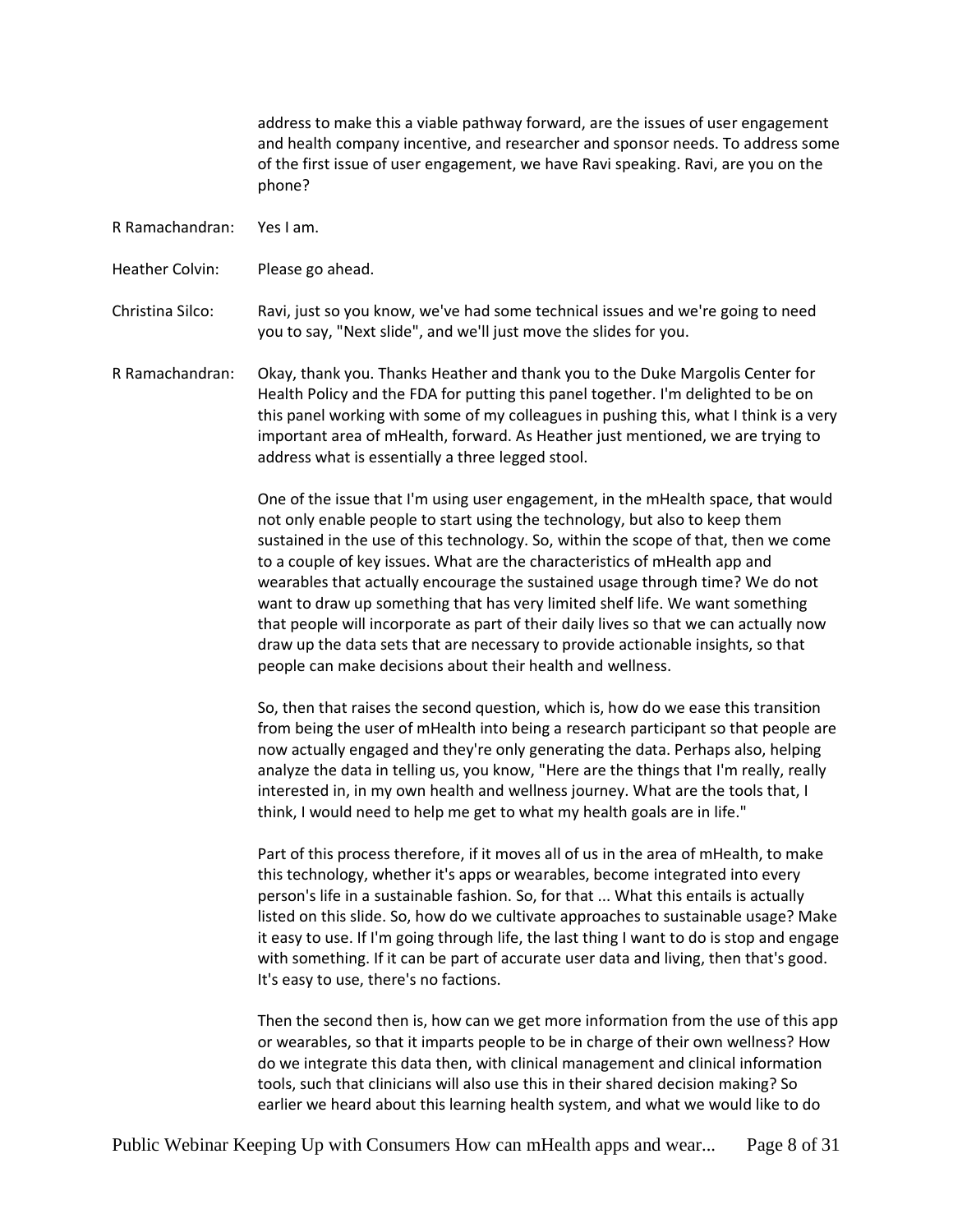address to make this a viable pathway forward, are the issues of user engagement and health company incentive, and researcher and sponsor needs. To address some of the first issue of user engagement, we have Ravi speaking. Ravi, are you on the phone?

R Ramachandran: Yes I am.

Heather Colvin: Please go ahead.

Christina Silco: Ravi, just so you know, we've had some technical issues and we're going to need you to say, "Next slide", and we'll just move the slides for you.

R Ramachandran: Okay, thank you. Thanks Heather and thank you to the Duke Margolis Center for Health Policy and the FDA for putting this panel together. I'm delighted to be on this panel working with some of my colleagues in pushing this, what I think is a very important area of mHealth, forward. As Heather just mentioned, we are trying to address what is essentially a three legged stool.

One of the issue that I'm using user engagement, in the mHealth space, that would not only enable people to start using the technology, but also to keep them sustained in the use of this technology. So, within the scope of that, then we come to a couple of key issues. What are the characteristics of mHealth app and wearables that actually encourage the sustained usage through time? We do not want to draw up something that has very limited shelf life. We want something that people will incorporate as part of their daily lives so that we can actually now draw up the data sets that are necessary to provide actionable insights, so that people can make decisions about their health and wellness.

So, then that raises the second question, which is, how do we ease this transition from being the user of mHealth into being a research participant so that people are now actually engaged and they're only generating the data. Perhaps also, helping analyze the data in telling us, you know, "Here are the things that I'm really, really interested in, in my own health and wellness journey. What are the tools that, I think, I would need to help me get to what my health goals are in life."

Part of this process therefore, if it moves all of us in the area of mHealth, to make this technology, whether it's apps or wearables, become integrated into every person's life in a sustainable fashion. So, for that ... What this entails is actually listed on this slide. So, how do we cultivate approaches to sustainable usage? Make it easy to use. If I'm going through life, the last thing I want to do is stop and engage with something. If it can be part of accurate user data and living, then that's good. It's easy to use, there's no factions.

Then the second then is, how can we get more information from the use of this app or wearables, so that it imparts people to be in charge of their own wellness? How do we integrate this data then, with clinical management and clinical information tools, such that clinicians will also use this in their shared decision making? So earlier we heard about this learning health system, and what we would like to do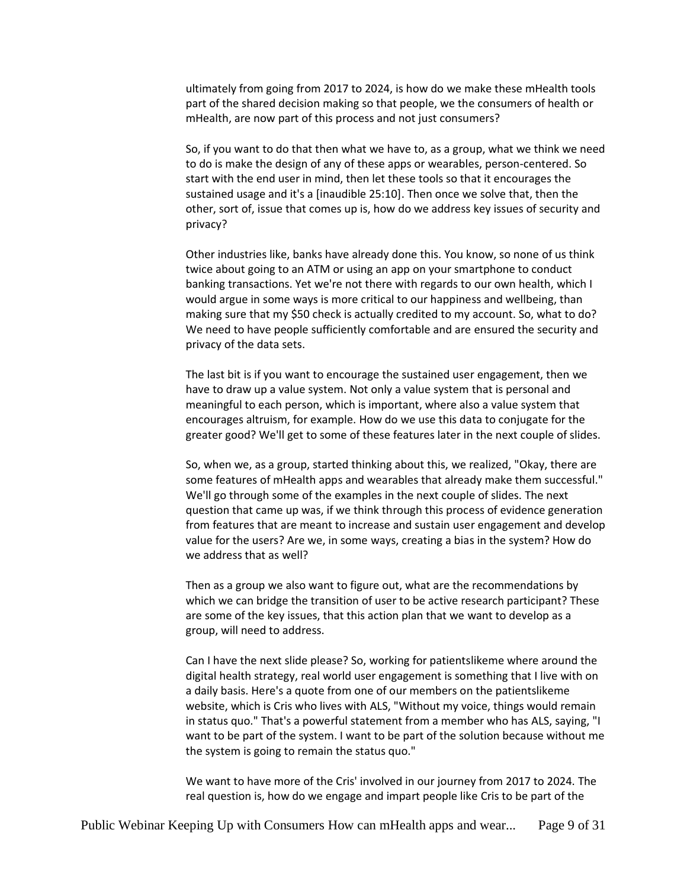ultimately from going from 2017 to 2024, is how do we make these mHealth tools part of the shared decision making so that people, we the consumers of health or mHealth, are now part of this process and not just consumers?

So, if you want to do that then what we have to, as a group, what we think we need to do is make the design of any of these apps or wearables, person-centered. So start with the end user in mind, then let these tools so that it encourages the sustained usage and it's a [inaudible 25:10]. Then once we solve that, then the other, sort of, issue that comes up is, how do we address key issues of security and privacy?

Other industries like, banks have already done this. You know, so none of us think twice about going to an ATM or using an app on your smartphone to conduct banking transactions. Yet we're not there with regards to our own health, which I would argue in some ways is more critical to our happiness and wellbeing, than making sure that my $50 check is actually credited to my account. So, what to do? We need to have people sufficiently comfortable and are ensured the security and privacy of the data sets.

The last bit is if you want to encourage the sustained user engagement, then we have to draw up a value system. Not only a value system that is personal and meaningful to each person, which is important, where also a value system that encourages altruism, for example. How do we use this data to conjugate for the greater good? We'll get to some of these features later in the next couple of slides.

So, when we, as a group, started thinking about this, we realized, "Okay, there are some features of mHealth apps and wearables that already make them successful." We'll go through some of the examples in the next couple of slides. The next question that came up was, if we think through this process of evidence generation from features that are meant to increase and sustain user engagement and develop value for the users? Are we, in some ways, creating a bias in the system? How do we address that as well?

Then as a group we also want to figure out, what are the recommendations by which we can bridge the transition of user to be active research participant? These are some of the key issues, that this action plan that we want to develop as a group, will need to address.

Can I have the next slide please? So, working for patientslikeme where around the digital health strategy, real world user engagement is something that I live with on a daily basis. Here's a quote from one of our members on the patientslikeme website, which is Cris who lives with ALS, "Without my voice, things would remain in status quo." That's a powerful statement from a member who has ALS, saying, "I want to be part of the system. I want to be part of the solution because without me the system is going to remain the status quo."

We want to have more of the Cris' involved in our journey from 2017 to 2024. The real question is, how do we engage and impart people like Cris to be part of the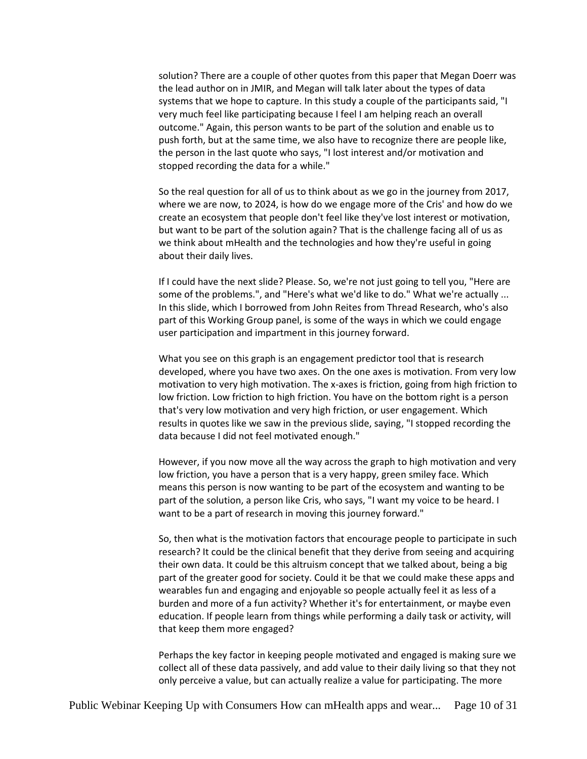solution? There are a couple of other quotes from this paper that Megan Doerr was the lead author on in JMIR, and Megan will talk later about the types of data systems that we hope to capture. In this study a couple of the participants said, "I very much feel like participating because I feel I am helping reach an overall outcome." Again, this person wants to be part of the solution and enable us to push forth, but at the same time, we also have to recognize there are people like, the person in the last quote who says, "I lost interest and/or motivation and stopped recording the data for a while."

So the real question for all of us to think about as we go in the journey from 2017, where we are now, to 2024, is how do we engage more of the Cris' and how do we create an ecosystem that people don't feel like they've lost interest or motivation, but want to be part of the solution again? That is the challenge facing all of us as we think about mHealth and the technologies and how they're useful in going about their daily lives.

If I could have the next slide? Please. So, we're not just going to tell you, "Here are some of the problems.", and "Here's what we'd like to do." What we're actually ... In this slide, which I borrowed from John Reites from Thread Research, who's also part of this Working Group panel, is some of the ways in which we could engage user participation and impartment in this journey forward.

What you see on this graph is an engagement predictor tool that is research developed, where you have two axes. On the one axes is motivation. From very low motivation to very high motivation. The x-axes is friction, going from high friction to low friction. Low friction to high friction. You have on the bottom right is a person that's very low motivation and very high friction, or user engagement. Which results in quotes like we saw in the previous slide, saying, "I stopped recording the data because I did not feel motivated enough."

However, if you now move all the way across the graph to high motivation and very low friction, you have a person that is a very happy, green smiley face. Which means this person is now wanting to be part of the ecosystem and wanting to be part of the solution, a person like Cris, who says, "I want my voice to be heard. I want to be a part of research in moving this journey forward."

So, then what is the motivation factors that encourage people to participate in such research? It could be the clinical benefit that they derive from seeing and acquiring their own data. It could be this altruism concept that we talked about, being a big part of the greater good for society. Could it be that we could make these apps and wearables fun and engaging and enjoyable so people actually feel it as less of a burden and more of a fun activity? Whether it's for entertainment, or maybe even education. If people learn from things while performing a daily task or activity, will that keep them more engaged?

Perhaps the key factor in keeping people motivated and engaged is making sure we collect all of these data passively, and add value to their daily living so that they not only perceive a value, but can actually realize a value for participating. The more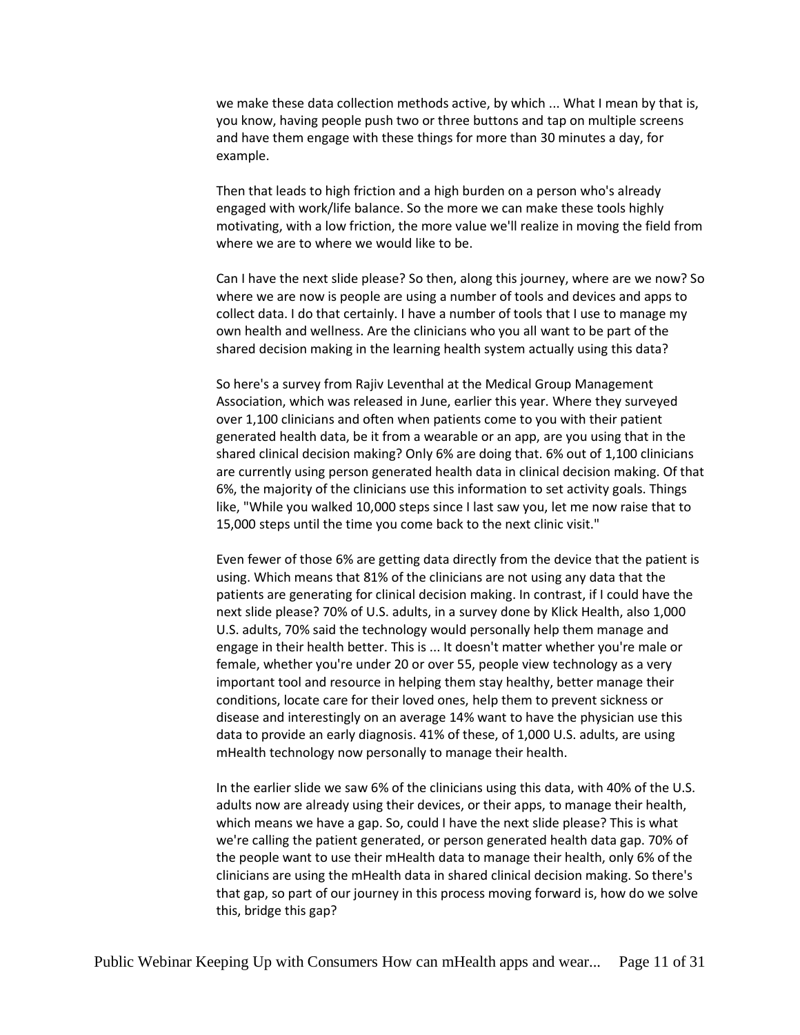we make these data collection methods active, by which ... What I mean by that is, you know, having people push two or three buttons and tap on multiple screens and have them engage with these things for more than 30 minutes a day, for example.

Then that leads to high friction and a high burden on a person who's already engaged with work/life balance. So the more we can make these tools highly motivating, with a low friction, the more value we'll realize in moving the field from where we are to where we would like to be.

Can I have the next slide please? So then, along this journey, where are we now? So where we are now is people are using a number of tools and devices and apps to collect data. I do that certainly. I have a number of tools that I use to manage my own health and wellness. Are the clinicians who you all want to be part of the shared decision making in the learning health system actually using this data?

So here's a survey from Rajiv Leventhal at the Medical Group Management Association, which was released in June, earlier this year. Where they surveyed over 1,100 clinicians and often when patients come to you with their patient generated health data, be it from a wearable or an app, are you using that in the shared clinical decision making? Only 6% are doing that. 6% out of 1,100 clinicians are currently using person generated health data in clinical decision making. Of that 6%, the majority of the clinicians use this information to set activity goals. Things like, "While you walked 10,000 steps since I last saw you, let me now raise that to 15,000 steps until the time you come back to the next clinic visit."

Even fewer of those 6% are getting data directly from the device that the patient is using. Which means that 81% of the clinicians are not using any data that the patients are generating for clinical decision making. In contrast, if I could have the next slide please? 70% of U.S. adults, in a survey done by Klick Health, also 1,000 U.S. adults, 70% said the technology would personally help them manage and engage in their health better. This is ... It doesn't matter whether you're male or female, whether you're under 20 or over 55, people view technology as a very important tool and resource in helping them stay healthy, better manage their conditions, locate care for their loved ones, help them to prevent sickness or disease and interestingly on an average 14% want to have the physician use this data to provide an early diagnosis. 41% of these, of 1,000 U.S. adults, are using mHealth technology now personally to manage their health.

In the earlier slide we saw 6% of the clinicians using this data, with 40% of the U.S. adults now are already using their devices, or their apps, to manage their health, which means we have a gap. So, could I have the next slide please? This is what we're calling the patient generated, or person generated health data gap. 70% of the people want to use their mHealth data to manage their health, only 6% of the clinicians are using the mHealth data in shared clinical decision making. So there's that gap, so part of our journey in this process moving forward is, how do we solve this, bridge this gap?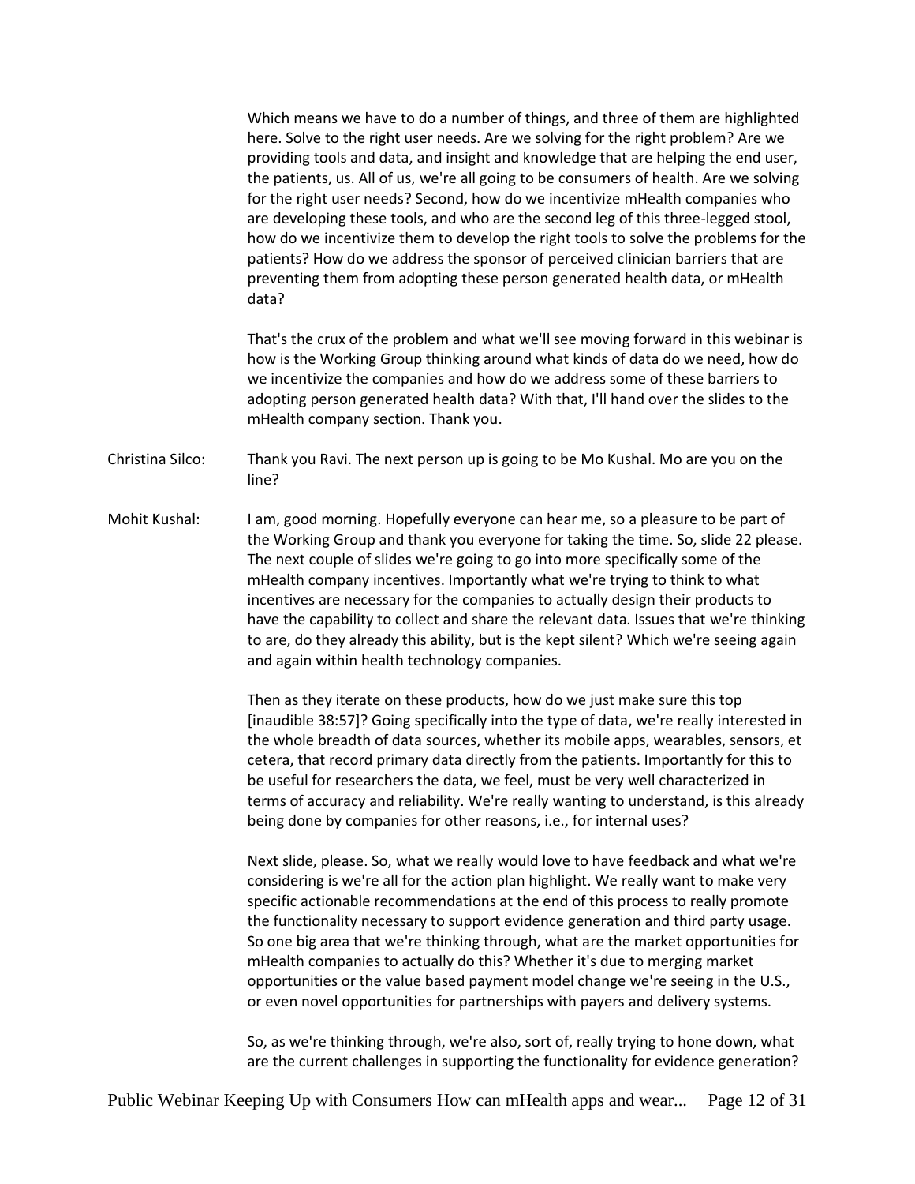Which means we have to do a number of things, and three of them are highlighted here. Solve to the right user needs. Are we solving for the right problem? Are we providing tools and data, and insight and knowledge that are helping the end user, the patients, us. All of us, we're all going to be consumers of health. Are we solving for the right user needs? Second, how do we incentivize mHealth companies who are developing these tools, and who are the second leg of this three-legged stool, how do we incentivize them to develop the right tools to solve the problems for the patients? How do we address the sponsor of perceived clinician barriers that are preventing them from adopting these person generated health data, or mHealth data?

That's the crux of the problem and what we'll see moving forward in this webinar is how is the Working Group thinking around what kinds of data do we need, how do we incentivize the companies and how do we address some of these barriers to adopting person generated health data? With that, I'll hand over the slides to the mHealth company section. Thank you.

Christina Silco: Thank you Ravi. The next person up is going to be Mo Kushal. Mo are you on the line?

Mohit Kushal: I am, good morning. Hopefully everyone can hear me, so a pleasure to be part of the Working Group and thank you everyone for taking the time. So, slide 22 please. The next couple of slides we're going to go into more specifically some of the mHealth company incentives. Importantly what we're trying to think to what incentives are necessary for the companies to actually design their products to have the capability to collect and share the relevant data. Issues that we're thinking to are, do they already this ability, but is the kept silent? Which we're seeing again and again within health technology companies.

Then as they iterate on these products, how do we just make sure this top [inaudible 38:57]? Going specifically into the type of data, we're really interested in the whole breadth of data sources, whether its mobile apps, wearables, sensors, et cetera, that record primary data directly from the patients. Importantly for this to be useful for researchers the data, we feel, must be very well characterized in terms of accuracy and reliability. We're really wanting to understand, is this already being done by companies for other reasons, i.e., for internal uses?

Next slide, please. So, what we really would love to have feedback and what we're considering is we're all for the action plan highlight. We really want to make very specific actionable recommendations at the end of this process to really promote the functionality necessary to support evidence generation and third party usage. So one big area that we're thinking through, what are the market opportunities for mHealth companies to actually do this? Whether it's due to merging market opportunities or the value based payment model change we're seeing in the U.S., or even novel opportunities for partnerships with payers and delivery systems.

So, as we're thinking through, we're also, sort of, really trying to hone down, what are the current challenges in supporting the functionality for evidence generation?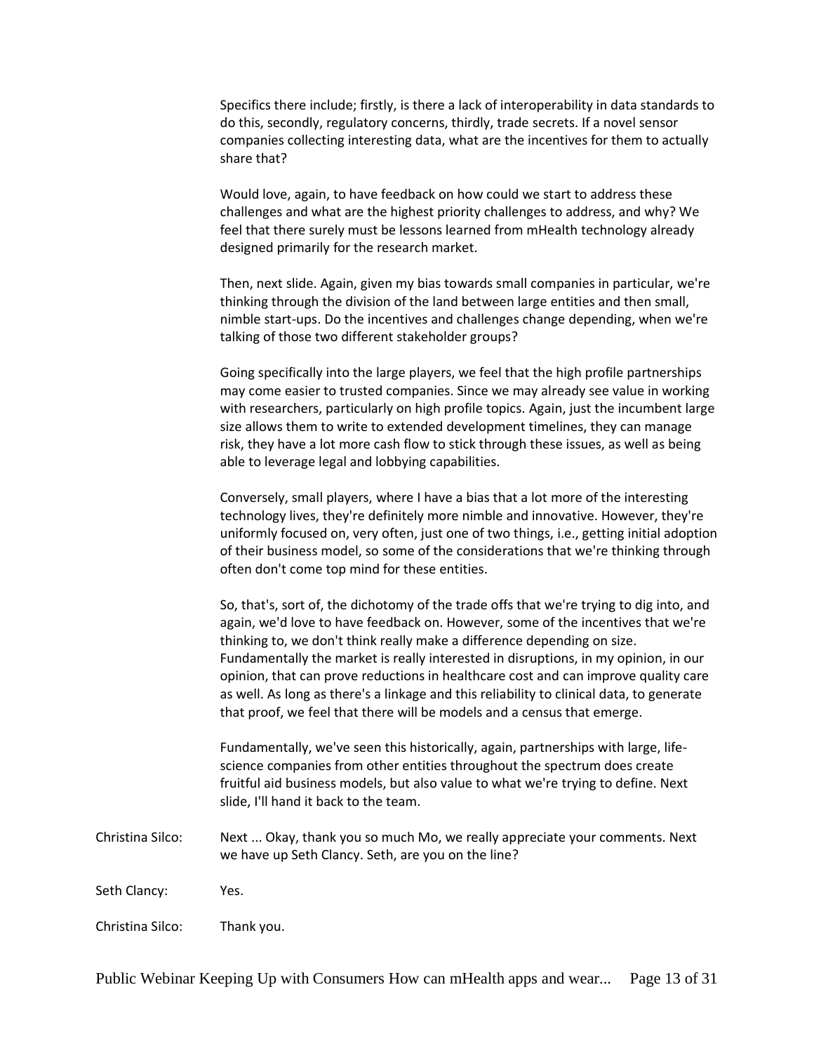Specifics there include; firstly, is there a lack of interoperability in data standards to do this, secondly, regulatory concerns, thirdly, trade secrets. If a novel sensor companies collecting interesting data, what are the incentives for them to actually share that?

Would love, again, to have feedback on how could we start to address these challenges and what are the highest priority challenges to address, and why? We feel that there surely must be lessons learned from mHealth technology already designed primarily for the research market.

Then, next slide. Again, given my bias towards small companies in particular, we're thinking through the division of the land between large entities and then small, nimble start-ups. Do the incentives and challenges change depending, when we're talking of those two different stakeholder groups?

Going specifically into the large players, we feel that the high profile partnerships may come easier to trusted companies. Since we may already see value in working with researchers, particularly on high profile topics. Again, just the incumbent large size allows them to write to extended development timelines, they can manage risk, they have a lot more cash flow to stick through these issues, as well as being able to leverage legal and lobbying capabilities.

Conversely, small players, where I have a bias that a lot more of the interesting technology lives, they're definitely more nimble and innovative. However, they're uniformly focused on, very often, just one of two things, i.e., getting initial adoption of their business model, so some of the considerations that we're thinking through often don't come top mind for these entities.

So, that's, sort of, the dichotomy of the trade offs that we're trying to dig into, and again, we'd love to have feedback on. However, some of the incentives that we're thinking to, we don't think really make a difference depending on size. Fundamentally the market is really interested in disruptions, in my opinion, in our opinion, that can prove reductions in healthcare cost and can improve quality care as well. As long as there's a linkage and this reliability to clinical data, to generate that proof, we feel that there will be models and a census that emerge.

Fundamentally, we've seen this historically, again, partnerships with large, life-science companies from other entities throughout the spectrum does create fruitful aid business models, but also value to what we're trying to define. Next slide, I'll hand it back to the team.

Christina Silco: Next ... Okay, thank you so much Mo, we really appreciate your comments. Next we have up Seth Clancy. Seth, are you on the line?

Seth Clancy: Yes.

Christina Silco: Thank you.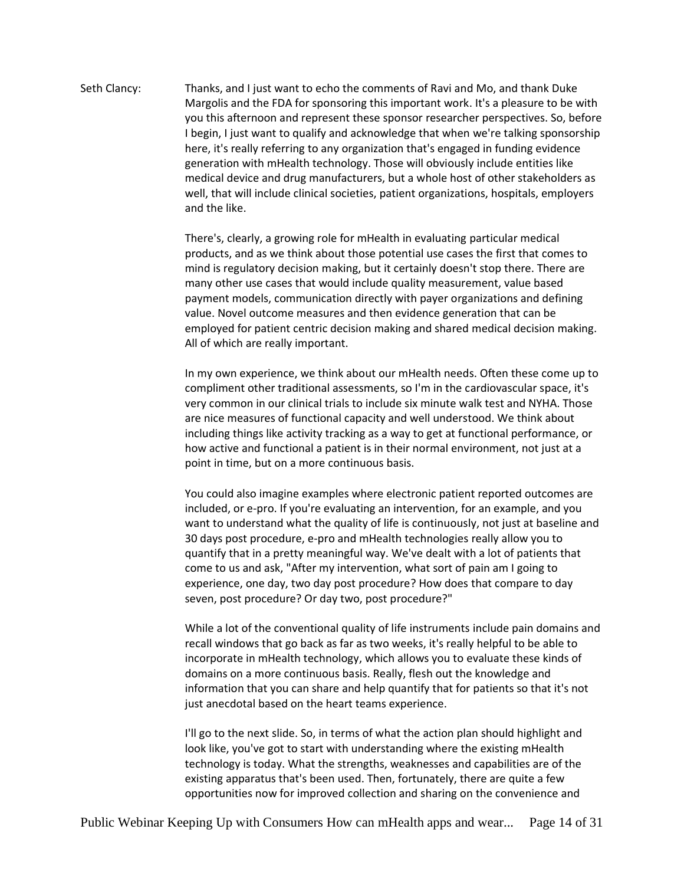Seth Clancy: Thanks, and I just want to echo the comments of Ravi and Mo, and thank Duke Margolis and the FDA for sponsoring this important work. It's a pleasure to be with you this afternoon and represent these sponsor researcher perspectives. So, before I begin, I just want to qualify and acknowledge that when we're talking sponsorship here, it's really referring to any organization that's engaged in funding evidence generation with mHealth technology. Those will obviously include entities like medical device and drug manufacturers, but a whole host of other stakeholders as well, that will include clinical societies, patient organizations, hospitals, employers and the like.

There's, clearly, a growing role for mHealth in evaluating particular medical products, and as we think about those potential use cases the first that comes to mind is regulatory decision making, but it certainly doesn't stop there. There are many other use cases that would include quality measurement, value based payment models, communication directly with payer organizations and defining value. Novel outcome measures and then evidence generation that can be employed for patient centric decision making and shared medical decision making. All of which are really important.

In my own experience, we think about our mHealth needs. Often these come up to compliment other traditional assessments, so I'm in the cardiovascular space, it's very common in our clinical trials to include six minute walk test and NYHA. Those are nice measures of functional capacity and well understood. We think about including things like activity tracking as a way to get at functional performance, or how active and functional a patient is in their normal environment, not just at a point in time, but on a more continuous basis.

You could also imagine examples where electronic patient reported outcomes are included, or e-pro. If you're evaluating an intervention, for an example, and you want to understand what the quality of life is continuously, not just at baseline and 30 days post procedure, e-pro and mHealth technologies really allow you to quantify that in a pretty meaningful way. We've dealt with a lot of patients that come to us and ask, "After my intervention, what sort of pain am I going to experience, one day, two day post procedure? How does that compare to day seven, post procedure? Or day two, post procedure?"

While a lot of the conventional quality of life instruments include pain domains and recall windows that go back as far as two weeks, it's really helpful to be able to incorporate in mHealth technology, which allows you to evaluate these kinds of domains on a more continuous basis. Really, flesh out the knowledge and information that you can share and help quantify that for patients so that it's not just anecdotal based on the heart teams experience.

I'll go to the next slide. So, in terms of what the action plan should highlight and look like, you've got to start with understanding where the existing mHealth technology is today. What the strengths, weaknesses and capabilities are of the existing apparatus that's been used. Then, fortunately, there are quite a few opportunities now for improved collection and sharing on the convenience and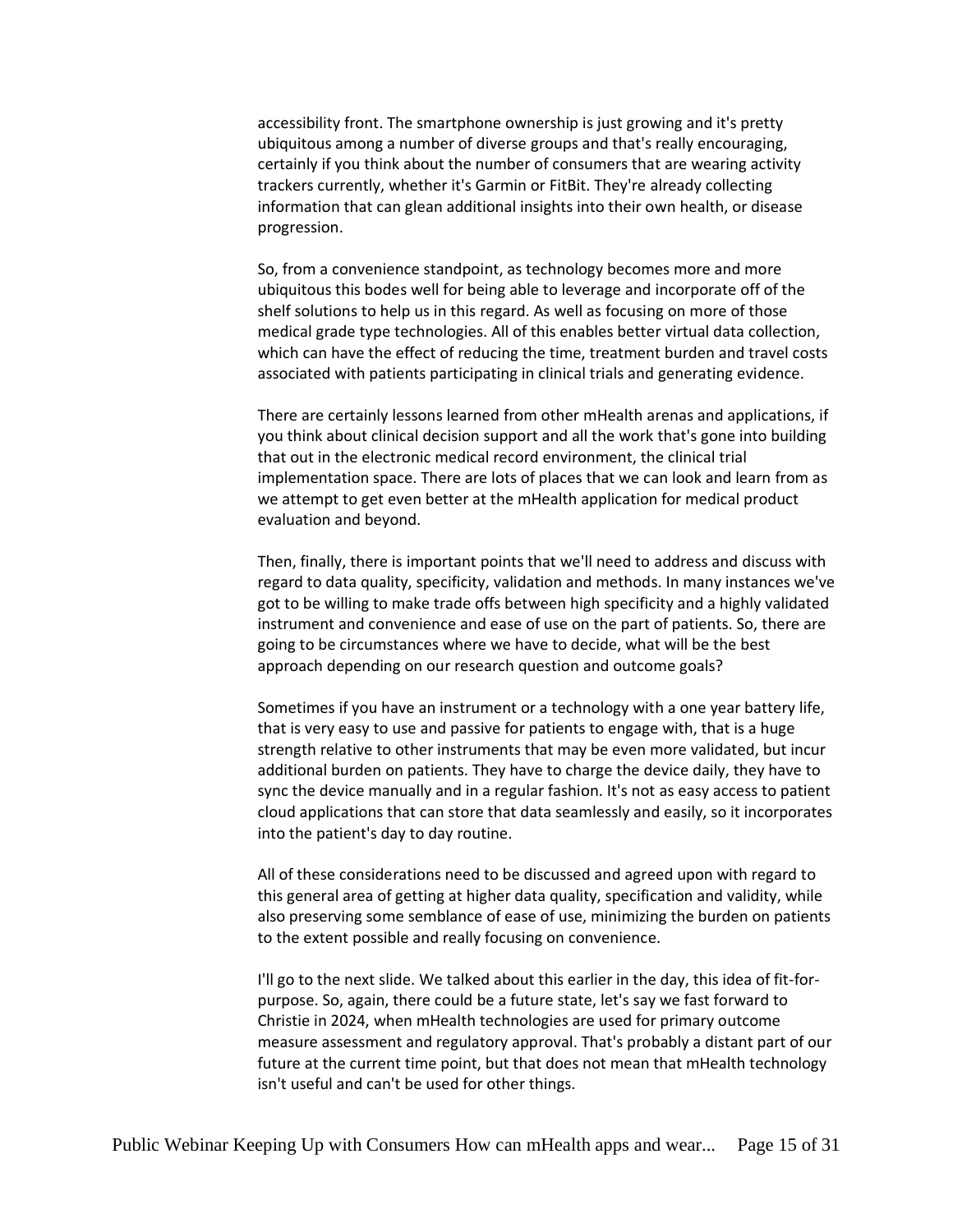accessibility front. The smartphone ownership is just growing and it's pretty ubiquitous among a number of diverse groups and that's really encouraging, certainly if you think about the number of consumers that are wearing activity trackers currently, whether it's Garmin or FitBit. They're already collecting information that can glean additional insights into their own health, or disease progression.

So, from a convenience standpoint, as technology becomes more and more ubiquitous this bodes well for being able to leverage and incorporate off of the shelf solutions to help us in this regard. As well as focusing on more of those medical grade type technologies. All of this enables better virtual data collection, which can have the effect of reducing the time, treatment burden and travel costs associated with patients participating in clinical trials and generating evidence.

There are certainly lessons learned from other mHealth arenas and applications, if you think about clinical decision support and all the work that's gone into building that out in the electronic medical record environment, the clinical trial implementation space. There are lots of places that we can look and learn from as we attempt to get even better at the mHealth application for medical product evaluation and beyond.

Then, finally, there is important points that we'll need to address and discuss with regard to data quality, specificity, validation and methods. In many instances we've got to be willing to make trade offs between high specificity and a highly validated instrument and convenience and ease of use on the part of patients. So, there are going to be circumstances where we have to decide, what will be the best approach depending on our research question and outcome goals?

Sometimes if you have an instrument or a technology with a one year battery life, that is very easy to use and passive for patients to engage with, that is a huge strength relative to other instruments that may be even more validated, but incur additional burden on patients. They have to charge the device daily, they have to sync the device manually and in a regular fashion. It's not as easy access to patient cloud applications that can store that data seamlessly and easily, so it incorporates into the patient's day to day routine.

All of these considerations need to be discussed and agreed upon with regard to this general area of getting at higher data quality, specification and validity, while also preserving some semblance of ease of use, minimizing the burden on patients to the extent possible and really focusing on convenience.

I'll go to the next slide. We talked about this earlier in the day, this idea of fit-for-purpose. So, again, there could be a future state, let's say we fast forward to Christie in 2024, when mHealth technologies are used for primary outcome measure assessment and regulatory approval. That's probably a distant part of our future at the current time point, but that does not mean that mHealth technology isn't useful and can't be used for other things.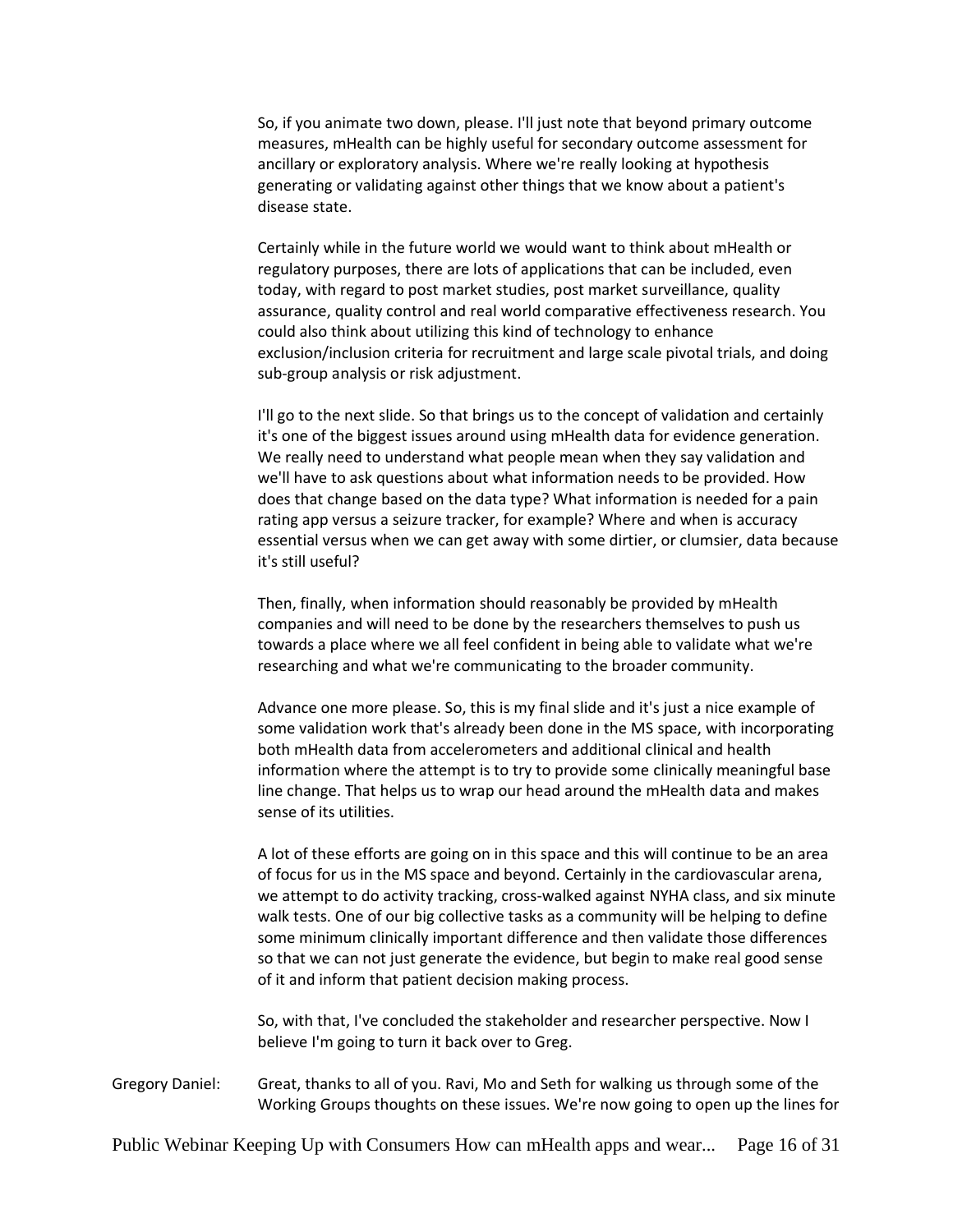So, if you animate two down, please. I'll just note that beyond primary outcome measures, mHealth can be highly useful for secondary outcome assessment for ancillary or exploratory analysis. Where we're really looking at hypothesis generating or validating against other things that we know about a patient's disease state.

Certainly while in the future world we would want to think about mHealth or regulatory purposes, there are lots of applications that can be included, even today, with regard to post market studies, post market surveillance, quality assurance, quality control and real world comparative effectiveness research. You could also think about utilizing this kind of technology to enhance exclusion/inclusion criteria for recruitment and large scale pivotal trials, and doing sub-group analysis or risk adjustment.

I'll go to the next slide. So that brings us to the concept of validation and certainly it's one of the biggest issues around using mHealth data for evidence generation. We really need to understand what people mean when they say validation and we'll have to ask questions about what information needs to be provided. How does that change based on the data type? What information is needed for a pain rating app versus a seizure tracker, for example? Where and when is accuracy essential versus when we can get away with some dirtier, or clumsier, data because it's still useful?

Then, finally, when information should reasonably be provided by mHealth companies and will need to be done by the researchers themselves to push us towards a place where we all feel confident in being able to validate what we're researching and what we're communicating to the broader community.

Advance one more please. So, this is my final slide and it's just a nice example of some validation work that's already been done in the MS space, with incorporating both mHealth data from accelerometers and additional clinical and health information where the attempt is to try to provide some clinically meaningful base line change. That helps us to wrap our head around the mHealth data and makes sense of its utilities.

A lot of these efforts are going on in this space and this will continue to be an area of focus for us in the MS space and beyond. Certainly in the cardiovascular arena, we attempt to do activity tracking, cross-walked against NYHA class, and six minute walk tests. One of our big collective tasks as a community will be helping to define some minimum clinically important difference and then validate those differences so that we can not just generate the evidence, but begin to make real good sense of it and inform that patient decision making process.

So, with that, I've concluded the stakeholder and researcher perspective. Now I believe I'm going to turn it back over to Greg.

Gregory Daniel: Great, thanks to all of you. Ravi, Mo and Seth for walking us through some of the Working Groups thoughts on these issues. We're now going to open up the lines for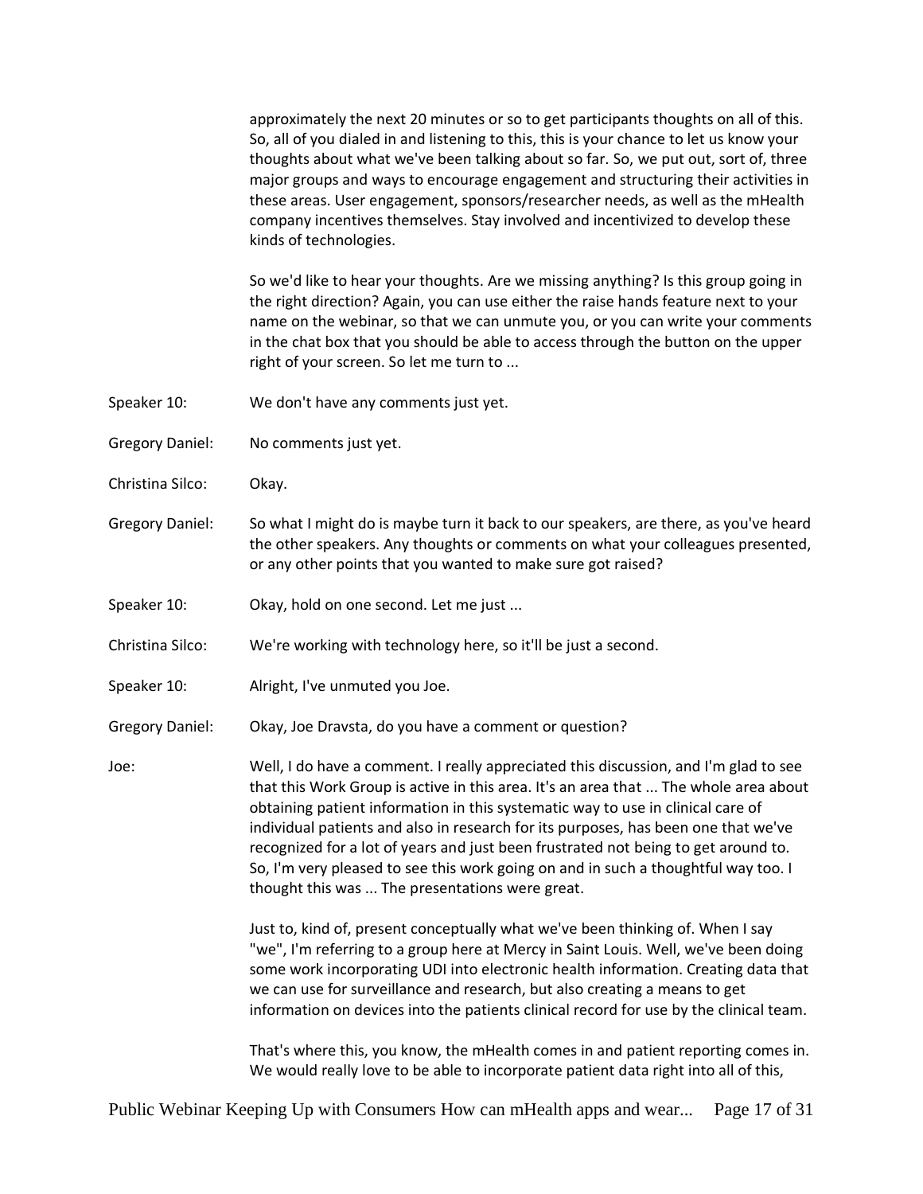approximately the next 20 minutes or so to get participants thoughts on all of this. So, all of you dialed in and listening to this, this is your chance to let us know your thoughts about what we've been talking about so far. So, we put out, sort of, three major groups and ways to encourage engagement and structuring their activities in these areas. User engagement, sponsors/researcher needs, as well as the mHealth company incentives themselves. Stay involved and incentivized to develop these kinds of technologies.

So we'd like to hear your thoughts. Are we missing anything? Is this group going in the right direction? Again, you can use either the raise hands feature next to your name on the webinar, so that we can unmute you, or you can write your comments in the chat box that you should be able to access through the button on the upper right of your screen. So let me turn to ...

Speaker 10: We don't have any comments just yet.

Gregory Daniel: No comments just yet.

Christina Silco: Okay.

Gregory Daniel: So what I might do is maybe turn it back to our speakers, are there, as you've heard the other speakers. Any thoughts or comments on what your colleagues presented, or any other points that you wanted to make sure got raised?

Speaker 10: Okay, hold on one second. Let me just ...

Christina Silco: We're working with technology here, so it'll be just a second.

Speaker 10: Alright, I've unmuted you Joe.

Gregory Daniel: Okay, Joe Dravsta, do you have a comment or question?

Joe: Well, I do have a comment. I really appreciated this discussion, and I'm glad to see that this Work Group is active in this area. It's an area that ... The whole area about obtaining patient information in this systematic way to use in clinical care of individual patients and also in research for its purposes, has been one that we've recognized for a lot of years and just been frustrated not being to get around to. So, I'm very pleased to see this work going on and in such a thoughtful way too. I thought this was ... The presentations were great.

Just to, kind of, present conceptually what we've been thinking of. When I say "we", I'm referring to a group here at Mercy in Saint Louis. Well, we've been doing some work incorporating UDI into electronic health information. Creating data that we can use for surveillance and research, but also creating a means to get information on devices into the patients clinical record for use by the clinical team.

That's where this, you know, the mHealth comes in and patient reporting comes in. We would really love to be able to incorporate patient data right into all of this,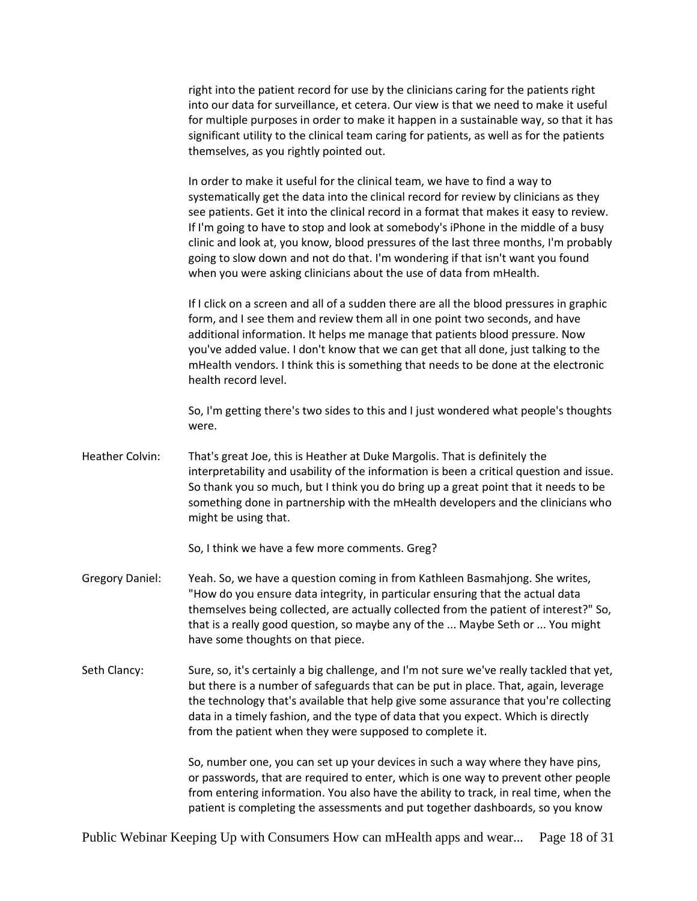right into the patient record for use by the clinicians caring for the patients right into our data for surveillance, et cetera. Our view is that we need to make it useful for multiple purposes in order to make it happen in a sustainable way, so that it has significant utility to the clinical team caring for patients, as well as for the patients themselves, as you rightly pointed out.

In order to make it useful for the clinical team, we have to find a way to systematically get the data into the clinical record for review by clinicians as they see patients. Get it into the clinical record in a format that makes it easy to review. If I'm going to have to stop and look at somebody's iPhone in the middle of a busy clinic and look at, you know, blood pressures of the last three months, I'm probably going to slow down and not do that. I'm wondering if that isn't want you found when you were asking clinicians about the use of data from mHealth.

If I click on a screen and all of a sudden there are all the blood pressures in graphic form, and I see them and review them all in one point two seconds, and have additional information. It helps me manage that patients blood pressure. Now you've added value. I don't know that we can get that all done, just talking to the mHealth vendors. I think this is something that needs to be done at the electronic health record level.

So, I'm getting there's two sides to this and I just wondered what people's thoughts were.

Heather Colvin: That's great Joe, this is Heather at Duke Margolis. That is definitely the interpretability and usability of the information is been a critical question and issue. So thank you so much, but I think you do bring up a great point that it needs to be something done in partnership with the mHealth developers and the clinicians who might be using that.

So, I think we have a few more comments. Greg?

Gregory Daniel: Yeah. So, we have a question coming in from Kathleen Basmahjong. She writes, "How do you ensure data integrity, in particular ensuring that the actual data themselves being collected, are actually collected from the patient of interest?" So, that is a really good question, so maybe any of the ... Maybe Seth or ... You might have some thoughts on that piece.

Seth Clancy: Sure, so, it's certainly a big challenge, and I'm not sure we've really tackled that yet, but there is a number of safeguards that can be put in place. That, again, leverage the technology that's available that help give some assurance that you're collecting data in a timely fashion, and the type of data that you expect. Which is directly from the patient when they were supposed to complete it.

So, number one, you can set up your devices in such a way where they have pins, or passwords, that are required to enter, which is one way to prevent other people from entering information. You also have the ability to track, in real time, when the patient is completing the assessments and put together dashboards, so you know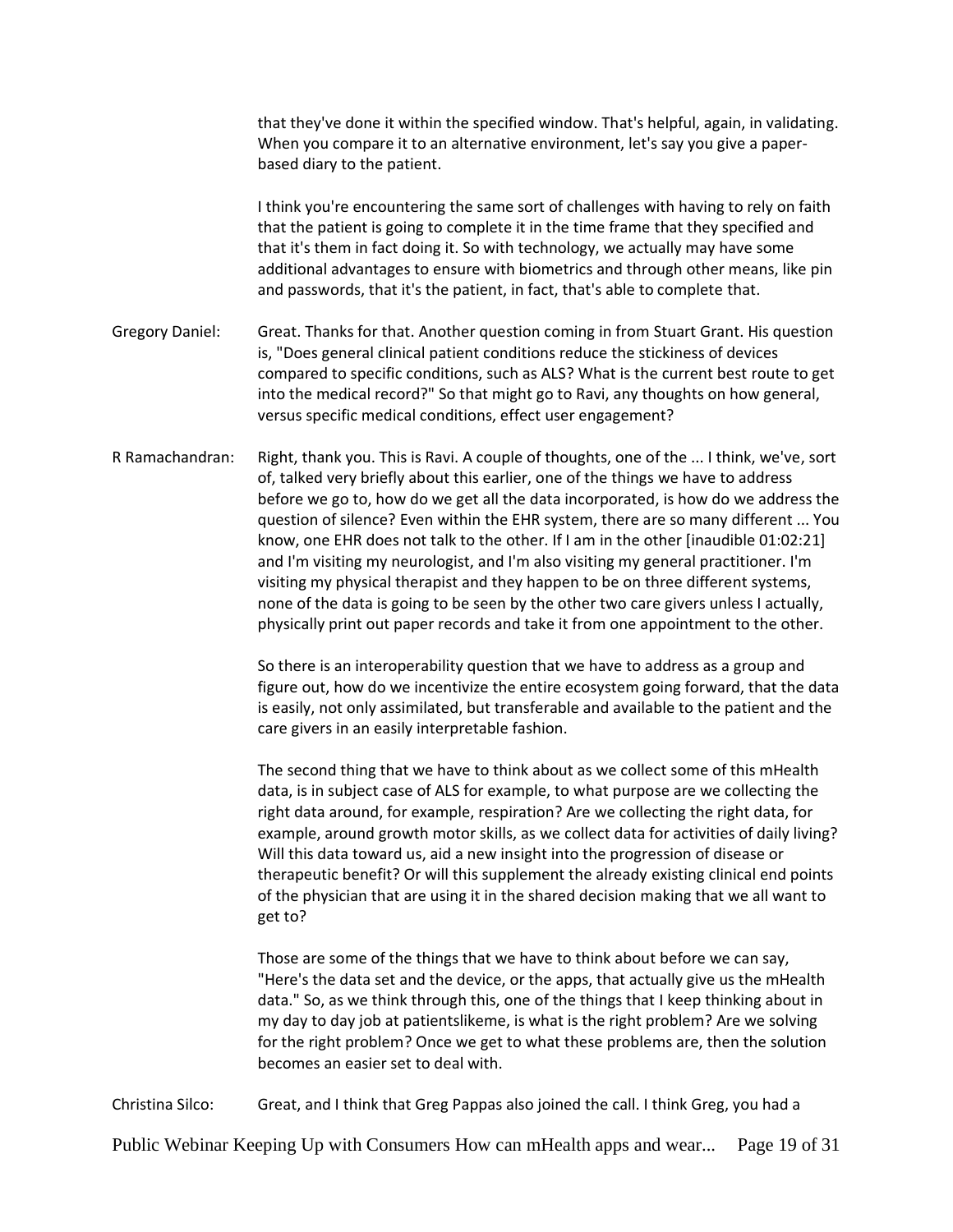that they've done it within the specified window. That's helpful, again, in validating. When you compare it to an alternative environment, let's say you give a paper-based diary to the patient.

I think you're encountering the same sort of challenges with having to rely on faith that the patient is going to complete it in the time frame that they specified and that it's them in fact doing it. So with technology, we actually may have some additional advantages to ensure with biometrics and through other means, like pin and passwords, that it's the patient, in fact, that's able to complete that.

**Gregory Daniel:** Great. Thanks for that. Another question coming in from Stuart Grant. His question is, "Does general clinical patient conditions reduce the stickiness of devices compared to specific conditions, such as ALS? What is the current best route to get into the medical record?" So that might go to Ravi, any thoughts on how general, versus specific medical conditions, effect user engagement?

**R Ramachandran:** Right, thank you. This is Ravi. A couple of thoughts, one of the ... I think, we've, sort of, talked very briefly about this earlier, one of the things we have to address before we go to, how do we get all the data incorporated, is how do we address the question of silence? Even within the EHR system, there are so many different ... You know, one EHR does not talk to the other. If I am in the other [inaudible 01:02:21] and I'm visiting my neurologist, and I'm also visiting my general practitioner. I'm visiting my physical therapist and they happen to be on three different systems, none of the data is going to be seen by the other two care givers unless I actually, physically print out paper records and take it from one appointment to the other.

So there is an interoperability question that we have to address as a group and figure out, how do we incentivize the entire ecosystem going forward, that the data is easily, not only assimilated, but transferable and available to the patient and the care givers in an easily interpretable fashion.

The second thing that we have to think about as we collect some of this mHealth data, is in subject case of ALS for example, to what purpose are we collecting the right data around, for example, respiration? Are we collecting the right data, for example, around growth motor skills, as we collect data for activities of daily living? Will this data toward us, aid a new insight into the progression of disease or therapeutic benefit? Or will this supplement the already existing clinical end points of the physician that are using it in the shared decision making that we all want to get to?

Those are some of the things that we have to think about before we can say, "Here's the data set and the device, or the apps, that actually give us the mHealth data." So, as we think through this, one of the things that I keep thinking about in my day to day job at patientslikeme, is what is the right problem? Are we solving for the right problem? Once we get to what these problems are, then the solution becomes an easier set to deal with.

**Christina Silco:** Great, and I think that Greg Pappas also joined the call. I think Greg, you had a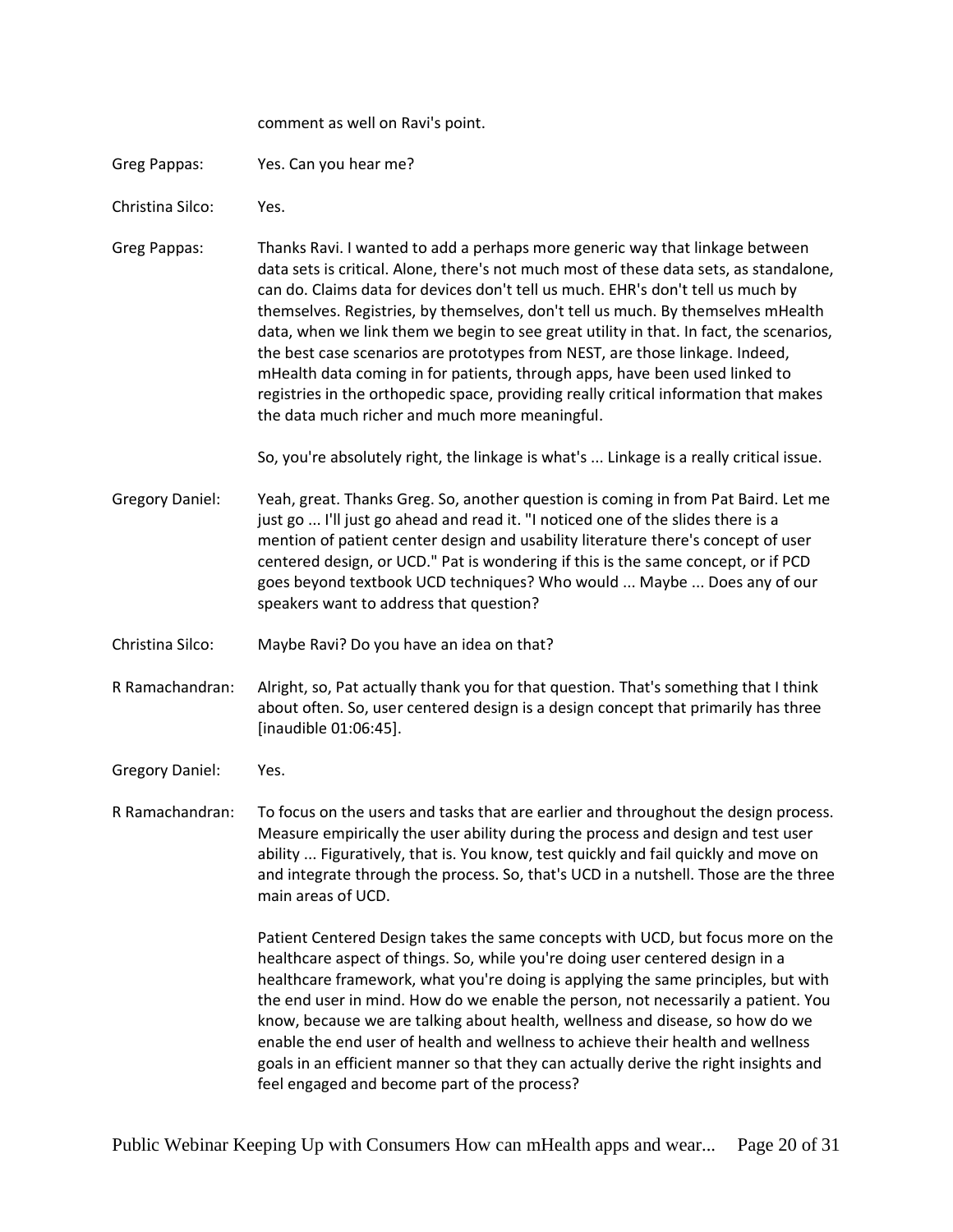comment as well on Ravi's point.

Greg Pappas: Yes. Can you hear me?

Christina Silco: Yes.

Greg Pappas: Thanks Ravi. I wanted to add a perhaps more generic way that linkage between data sets is critical. Alone, there's not much most of these data sets, as standalone, can do. Claims data for devices don't tell us much. EHR's don't tell us much by themselves. Registries, by themselves, don't tell us much. By themselves mHealth data, when we link them we begin to see great utility in that. In fact, the scenarios, the best case scenarios are prototypes from NEST, are those linkage. Indeed, mHealth data coming in for patients, through apps, have been used linked to registries in the orthopedic space, providing really critical information that makes the data much richer and much more meaningful.

So, you're absolutely right, the linkage is what's ... Linkage is a really critical issue.

Gregory Daniel: Yeah, great. Thanks Greg. So, another question is coming in from Pat Baird. Let me just go ... I'll just go ahead and read it. "I noticed one of the slides there is a mention of patient center design and usability literature there's concept of user centered design, or UCD." Pat is wondering if this is the same concept, or if PCD goes beyond textbook UCD techniques? Who would ... Maybe ... Does any of our speakers want to address that question?

Christina Silco: Maybe Ravi? Do you have an idea on that?

R Ramachandran: Alright, so, Pat actually thank you for that question. That's something that I think about often. So, user centered design is a design concept that primarily has three [inaudible 01:06:45].

Gregory Daniel: Yes.

R Ramachandran: To focus on the users and tasks that are earlier and throughout the design process. Measure empirically the user ability during the process and design and test user ability ... Figuratively, that is. You know, test quickly and fail quickly and move on and integrate through the process. So, that's UCD in a nutshell. Those are the three main areas of UCD.

Patient Centered Design takes the same concepts with UCD, but focus more on the healthcare aspect of things. So, while you're doing user centered design in a healthcare framework, what you're doing is applying the same principles, but with the end user in mind. How do we enable the person, not necessarily a patient. You know, because we are talking about health, wellness and disease, so how do we enable the end user of health and wellness to achieve their health and wellness goals in an efficient manner so that they can actually derive the right insights and feel engaged and become part of the process?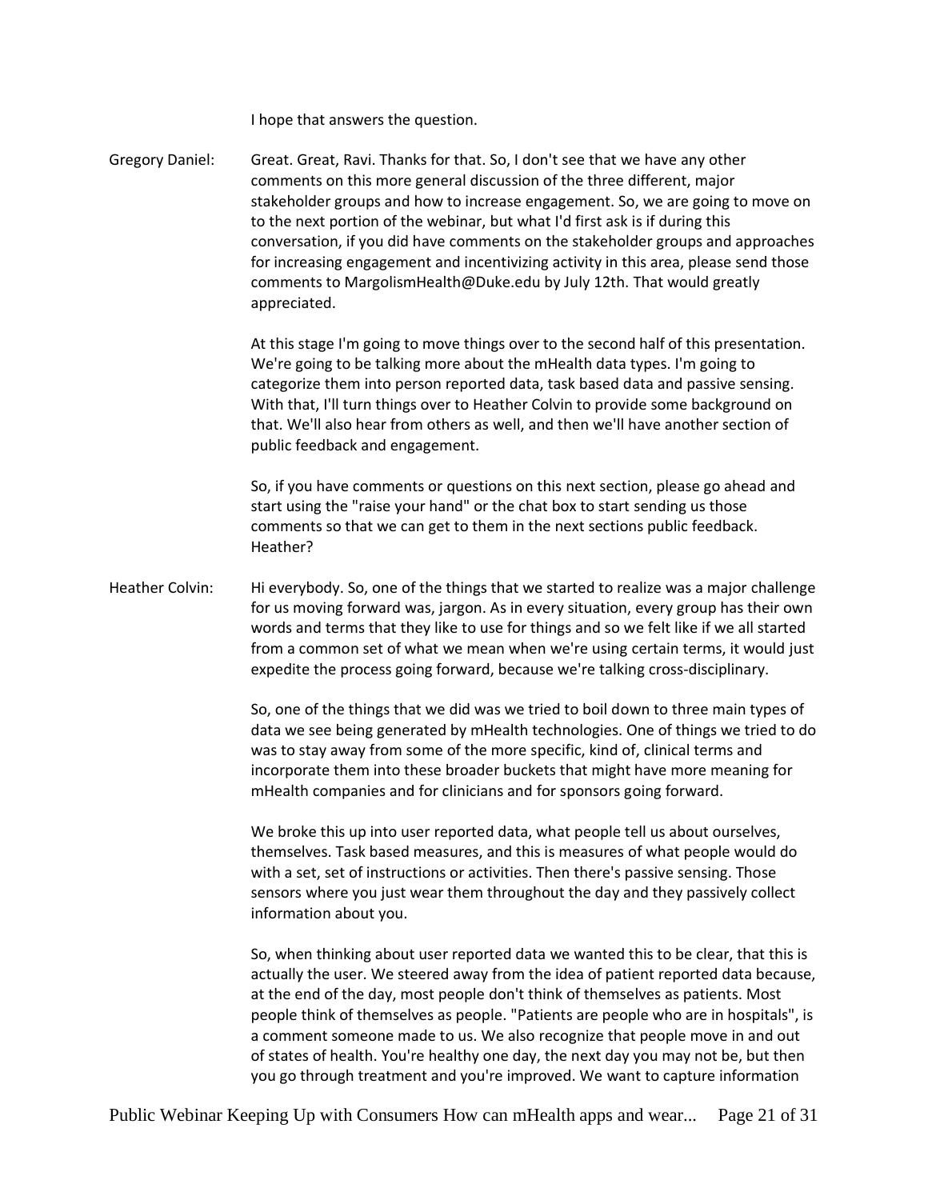I hope that answers the question.

Gregory Daniel: Great. Great, Ravi. Thanks for that. So, I don't see that we have any other comments on this more general discussion of the three different, major stakeholder groups and how to increase engagement. So, we are going to move on to the next portion of the webinar, but what I'd first ask is if during this conversation, if you did have comments on the stakeholder groups and approaches for increasing engagement and incentivizing activity in this area, please send those comments to MargolismHealth@Duke.edu by July 12th. That would greatly appreciated.

At this stage I'm going to move things over to the second half of this presentation. We're going to be talking more about the mHealth data types. I'm going to categorize them into person reported data, task based data and passive sensing. With that, I'll turn things over to Heather Colvin to provide some background on that. We'll also hear from others as well, and then we'll have another section of public feedback and engagement.

So, if you have comments or questions on this next section, please go ahead and start using the "raise your hand" or the chat box to start sending us those comments so that we can get to them in the next sections public feedback. Heather?

Heather Colvin: Hi everybody. So, one of the things that we started to realize was a major challenge for us moving forward was, jargon. As in every situation, every group has their own words and terms that they like to use for things and so we felt like if we all started from a common set of what we mean when we're using certain terms, it would just expedite the process going forward, because we're talking cross-disciplinary.

So, one of the things that we did was we tried to boil down to three main types of data we see being generated by mHealth technologies. One of things we tried to do was to stay away from some of the more specific, kind of, clinical terms and incorporate them into these broader buckets that might have more meaning for mHealth companies and for clinicians and for sponsors going forward.

We broke this up into user reported data, what people tell us about ourselves, themselves. Task based measures, and this is measures of what people would do with a set, set of instructions or activities. Then there's passive sensing. Those sensors where you just wear them throughout the day and they passively collect information about you.

So, when thinking about user reported data we wanted this to be clear, that this is actually the user. We steered away from the idea of patient reported data because, at the end of the day, most people don't think of themselves as patients. Most people think of themselves as people. "Patients are people who are in hospitals", is a comment someone made to us. We also recognize that people move in and out of states of health. You're healthy one day, the next day you may not be, but then you go through treatment and you're improved. We want to capture information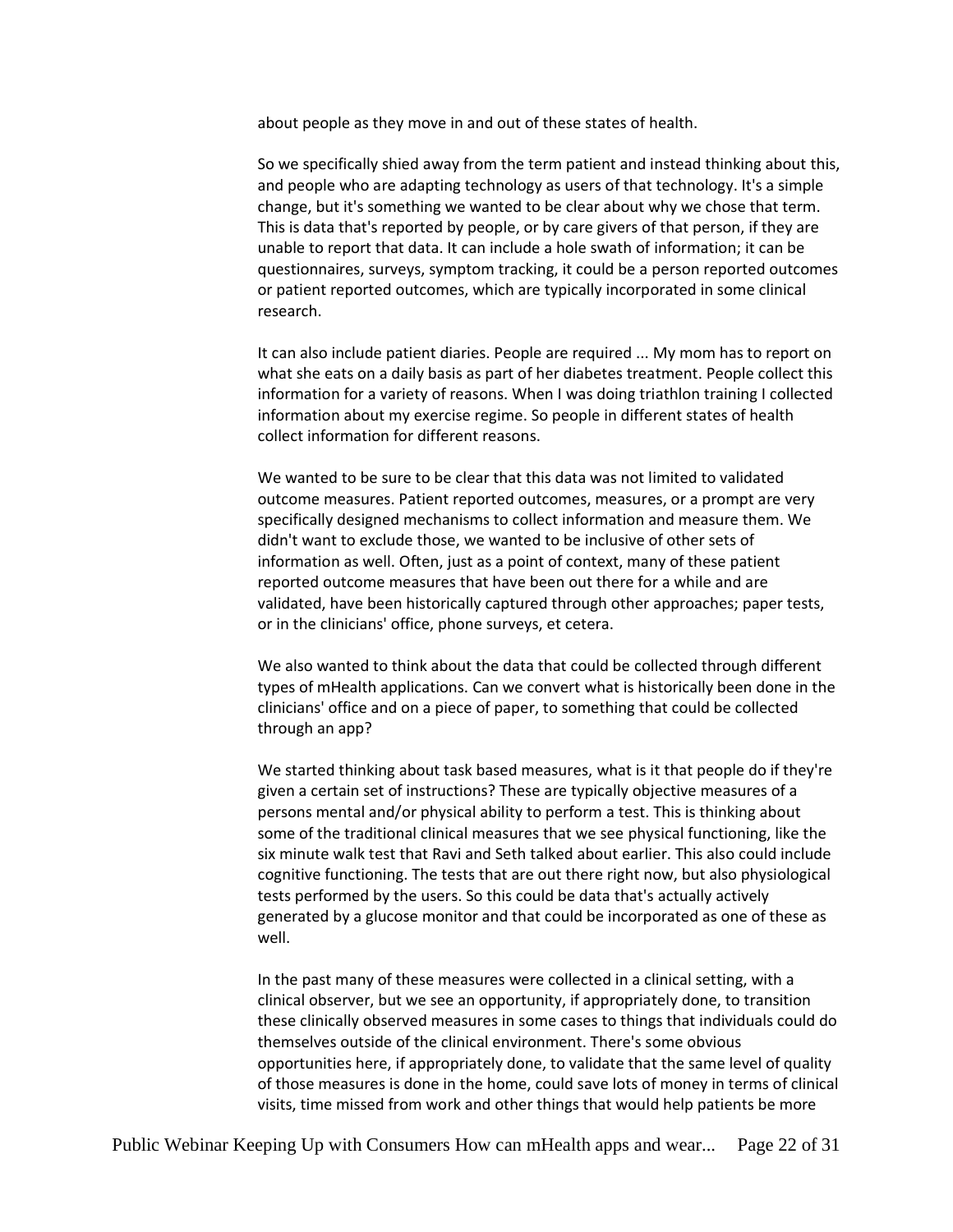about people as they move in and out of these states of health.

So we specifically shied away from the term patient and instead thinking about this, and people who are adapting technology as users of that technology. It's a simple change, but it's something we wanted to be clear about why we chose that term. This is data that's reported by people, or by care givers of that person, if they are unable to report that data. It can include a hole swath of information; it can be questionnaires, surveys, symptom tracking, it could be a person reported outcomes or patient reported outcomes, which are typically incorporated in some clinical research.

It can also include patient diaries. People are required ... My mom has to report on what she eats on a daily basis as part of her diabetes treatment. People collect this information for a variety of reasons. When I was doing triathlon training I collected information about my exercise regime. So people in different states of health collect information for different reasons.

We wanted to be sure to be clear that this data was not limited to validated outcome measures. Patient reported outcomes, measures, or a prompt are very specifically designed mechanisms to collect information and measure them. We didn't want to exclude those, we wanted to be inclusive of other sets of information as well. Often, just as a point of context, many of these patient reported outcome measures that have been out there for a while and are validated, have been historically captured through other approaches; paper tests, or in the clinicians' office, phone surveys, et cetera.

We also wanted to think about the data that could be collected through different types of mHealth applications. Can we convert what is historically been done in the clinicians' office and on a piece of paper, to something that could be collected through an app?

We started thinking about task based measures, what is it that people do if they're given a certain set of instructions? These are typically objective measures of a persons mental and/or physical ability to perform a test. This is thinking about some of the traditional clinical measures that we see physical functioning, like the six minute walk test that Ravi and Seth talked about earlier. This also could include cognitive functioning. The tests that are out there right now, but also physiological tests performed by the users. So this could be data that's actually actively generated by a glucose monitor and that could be incorporated as one of these as well.

In the past many of these measures were collected in a clinical setting, with a clinical observer, but we see an opportunity, if appropriately done, to transition these clinically observed measures in some cases to things that individuals could do themselves outside of the clinical environment. There's some obvious opportunities here, if appropriately done, to validate that the same level of quality of those measures is done in the home, could save lots of money in terms of clinical visits, time missed from work and other things that would help patients be more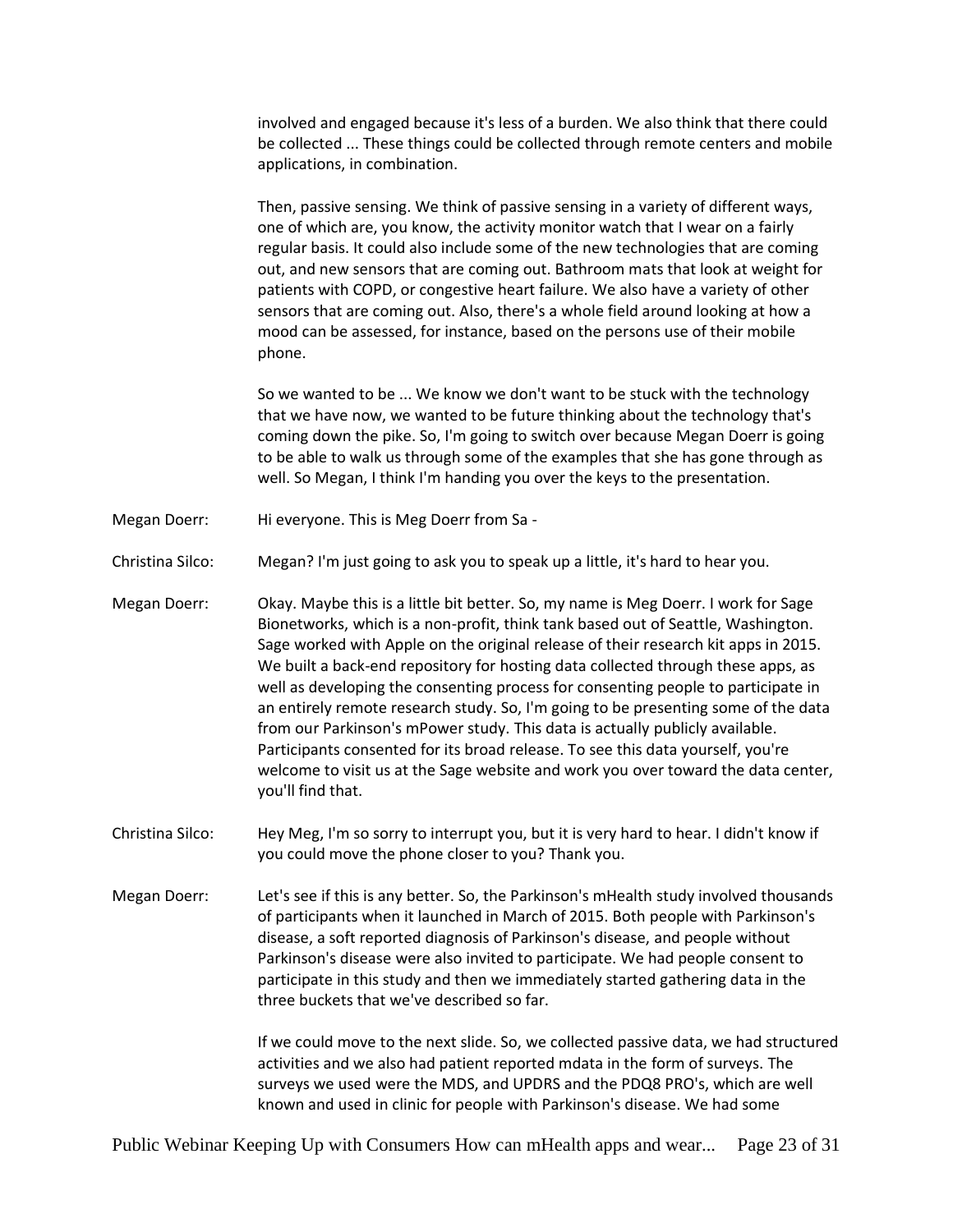involved and engaged because it's less of a burden. We also think that there could be collected ... These things could be collected through remote centers and mobile applications, in combination.

Then, passive sensing. We think of passive sensing in a variety of different ways, one of which are, you know, the activity monitor watch that I wear on a fairly regular basis. It could also include some of the new technologies that are coming out, and new sensors that are coming out. Bathroom mats that look at weight for patients with COPD, or congestive heart failure. We also have a variety of other sensors that are coming out. Also, there's a whole field around looking at how a mood can be assessed, for instance, based on the persons use of their mobile phone.

So we wanted to be ... We know we don't want to be stuck with the technology that we have now, we wanted to be future thinking about the technology that's coming down the pike. So, I'm going to switch over because Megan Doerr is going to be able to walk us through some of the examples that she has gone through as well. So Megan, I think I'm handing you over the keys to the presentation.

Megan Doerr: Hi everyone. This is Meg Doerr from Sa -

Christina Silco: Megan? I'm just going to ask you to speak up a little, it's hard to hear you.

Megan Doerr: Okay. Maybe this is a little bit better. So, my name is Meg Doerr. I work for Sage Bionetworks, which is a non-profit, think tank based out of Seattle, Washington. Sage worked with Apple on the original release of their research kit apps in 2015. We built a back-end repository for hosting data collected through these apps, as well as developing the consenting process for consenting people to participate in an entirely remote research study. So, I'm going to be presenting some of the data from our Parkinson's mPower study. This data is actually publicly available. Participants consented for its broad release. To see this data yourself, you're welcome to visit us at the Sage website and work you over toward the data center, you'll find that.

Christina Silco: Hey Meg, I'm so sorry to interrupt you, but it is very hard to hear. I didn't know if you could move the phone closer to you? Thank you.

Megan Doerr: Let's see if this is any better. So, the Parkinson's mHealth study involved thousands of participants when it launched in March of 2015. Both people with Parkinson's disease, a soft reported diagnosis of Parkinson's disease, and people without Parkinson's disease were also invited to participate. We had people consent to participate in this study and then we immediately started gathering data in the three buckets that we've described so far.

If we could move to the next slide. So, we collected passive data, we had structured activities and we also had patient reported mdata in the form of surveys. The surveys we used were the MDS, and UPDRS and the PDQ8 PRO's, which are well known and used in clinic for people with Parkinson's disease. We had some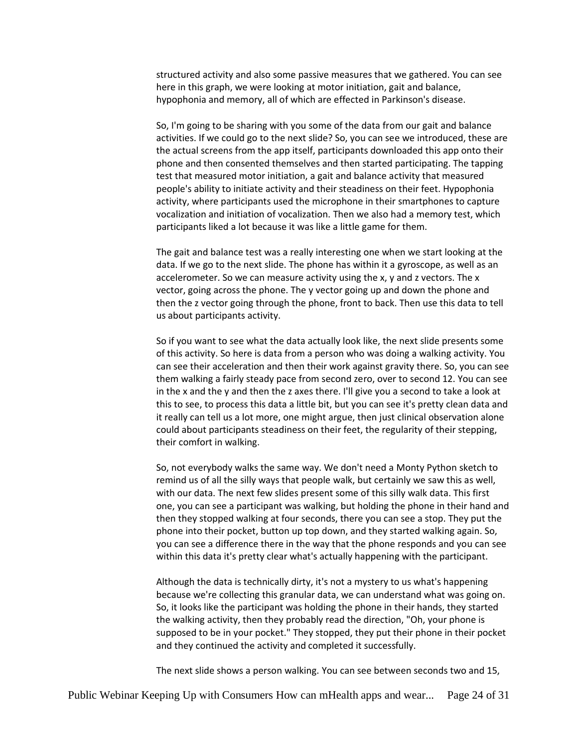structured activity and also some passive measures that we gathered. You can see here in this graph, we were looking at motor initiation, gait and balance, hypophonia and memory, all of which are effected in Parkinson's disease.

So, I'm going to be sharing with you some of the data from our gait and balance activities. If we could go to the next slide? So, you can see we introduced, these are the actual screens from the app itself, participants downloaded this app onto their phone and then consented themselves and then started participating. The tapping test that measured motor initiation, a gait and balance activity that measured people's ability to initiate activity and their steadiness on their feet. Hypophonia activity, where participants used the microphone in their smartphones to capture vocalization and initiation of vocalization. Then we also had a memory test, which participants liked a lot because it was like a little game for them.

The gait and balance test was a really interesting one when we start looking at the data. If we go to the next slide. The phone has within it a gyroscope, as well as an accelerometer. So we can measure activity using the x, y and z vectors. The x vector, going across the phone. The y vector going up and down the phone and then the z vector going through the phone, front to back. Then use this data to tell us about participants activity.

So if you want to see what the data actually look like, the next slide presents some of this activity. So here is data from a person who was doing a walking activity. You can see their acceleration and then their work against gravity there. So, you can see them walking a fairly steady pace from second zero, over to second 12. You can see in the x and the y and then the z axes there. I'll give you a second to take a look at this to see, to process this data a little bit, but you can see it's pretty clean data and it really can tell us a lot more, one might argue, then just clinical observation alone could about participants steadiness on their feet, the regularity of their stepping, their comfort in walking.

So, not everybody walks the same way. We don't need a Monty Python sketch to remind us of all the silly ways that people walk, but certainly we saw this as well, with our data. The next few slides present some of this silly walk data. This first one, you can see a participant was walking, but holding the phone in their hand and then they stopped walking at four seconds, there you can see a stop. They put the phone into their pocket, button up top down, and they started walking again. So, you can see a difference there in the way that the phone responds and you can see within this data it's pretty clear what's actually happening with the participant.

Although the data is technically dirty, it's not a mystery to us what's happening because we're collecting this granular data, we can understand what was going on. So, it looks like the participant was holding the phone in their hands, they started the walking activity, then they probably read the direction, "Oh, your phone is supposed to be in your pocket." They stopped, they put their phone in their pocket and they continued the activity and completed it successfully.

The next slide shows a person walking. You can see between seconds two and 15,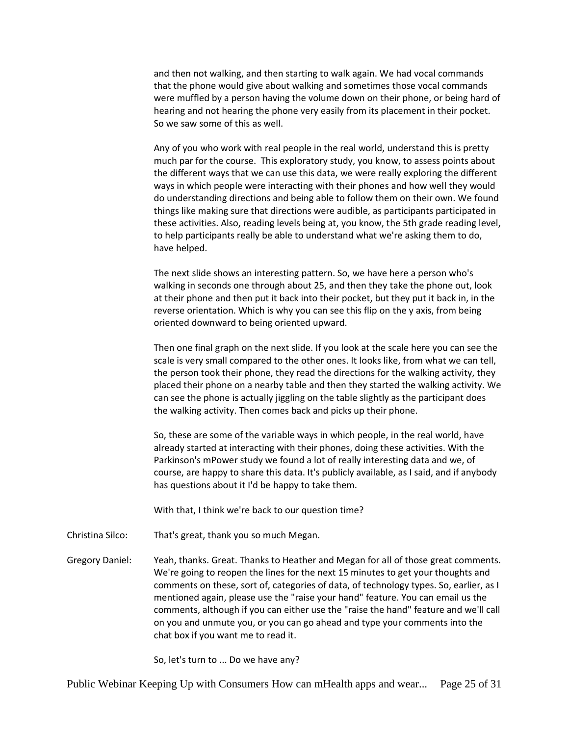and then not walking, and then starting to walk again. We had vocal commands that the phone would give about walking and sometimes those vocal commands were muffled by a person having the volume down on their phone, or being hard of hearing and not hearing the phone very easily from its placement in their pocket. So we saw some of this as well.

Any of you who work with real people in the real world, understand this is pretty much par for the course. This exploratory study, you know, to assess points about the different ways that we can use this data, we were really exploring the different ways in which people were interacting with their phones and how well they would do understanding directions and being able to follow them on their own. We found things like making sure that directions were audible, as participants participated in these activities. Also, reading levels being at, you know, the 5th grade reading level, to help participants really be able to understand what we're asking them to do, have helped.

The next slide shows an interesting pattern. So, we have here a person who's walking in seconds one through about 25, and then they take the phone out, look at their phone and then put it back into their pocket, but they put it back in, in the reverse orientation. Which is why you can see this flip on the y axis, from being oriented downward to being oriented upward.

Then one final graph on the next slide. If you look at the scale here you can see the scale is very small compared to the other ones. It looks like, from what we can tell, the person took their phone, they read the directions for the walking activity, they placed their phone on a nearby table and then they started the walking activity. We can see the phone is actually jiggling on the table slightly as the participant does the walking activity. Then comes back and picks up their phone.

So, these are some of the variable ways in which people, in the real world, have already started at interacting with their phones, doing these activities. With the Parkinson's mPower study we found a lot of really interesting data and we, of course, are happy to share this data. It's publicly available, as I said, and if anybody has questions about it I'd be happy to take them.

With that, I think we're back to our question time?

Christina Silco: That's great, thank you so much Megan.

Gregory Daniel: Yeah, thanks. Great. Thanks to Heather and Megan for all of those great comments. We're going to reopen the lines for the next 15 minutes to get your thoughts and comments on these, sort of, categories of data, of technology types. So, earlier, as I mentioned again, please use the "raise your hand" feature. You can email us the comments, although if you can either use the "raise the hand" feature and we'll call on you and unmute you, or you can go ahead and type your comments into the chat box if you want me to read it.

So, let's turn to ... Do we have any?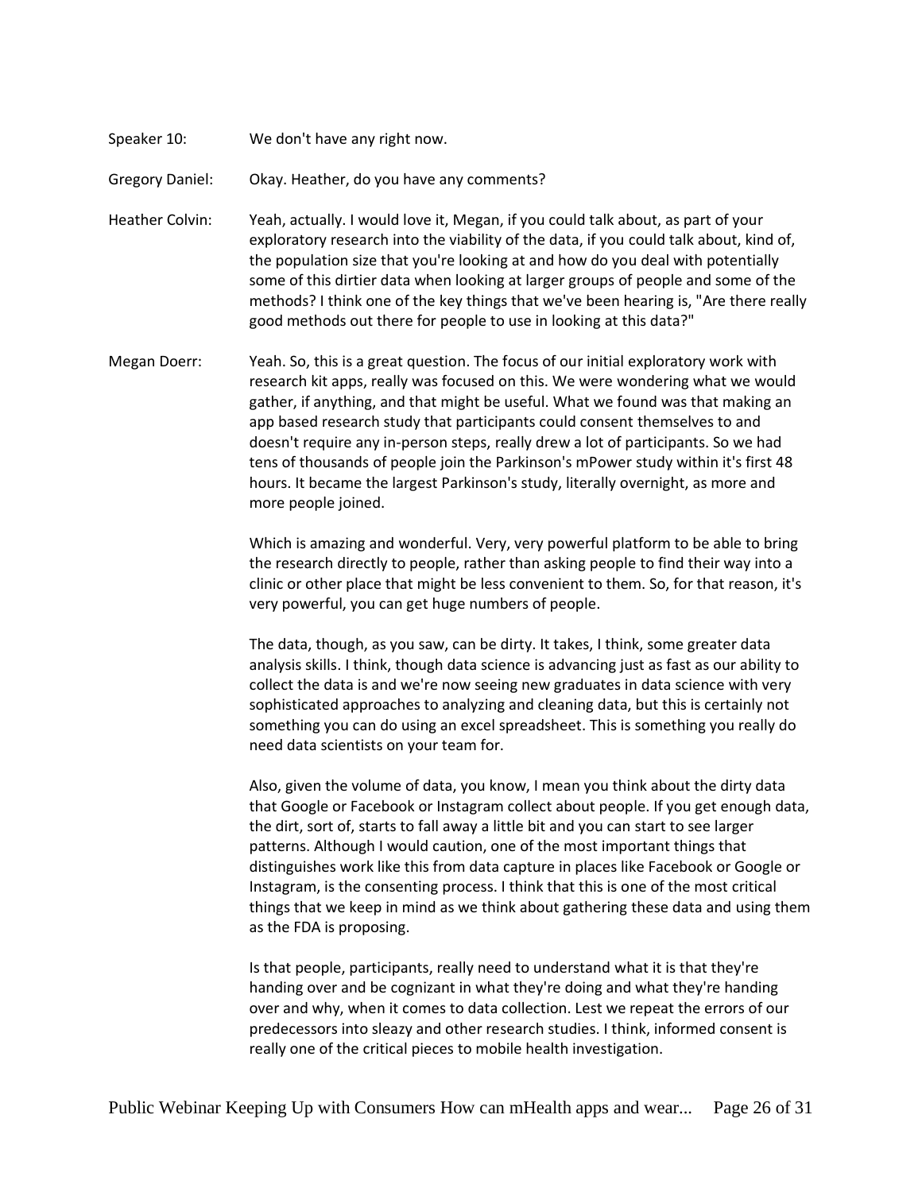Speaker 10: We don't have any right now.

Gregory Daniel: Okay. Heather, do you have any comments?

Heather Colvin: Yeah, actually. I would love it, Megan, if you could talk about, as part of your exploratory research into the viability of the data, if you could talk about, kind of, the population size that you're looking at and how do you deal with potentially some of this dirtier data when looking at larger groups of people and some of the methods? I think one of the key things that we've been hearing is, "Are there really good methods out there for people to use in looking at this data?"

Megan Doerr: Yeah. So, this is a great question. The focus of our initial exploratory work with research kit apps, really was focused on this. We were wondering what we would gather, if anything, and that might be useful. What we found was that making an app based research study that participants could consent themselves to and doesn't require any in-person steps, really drew a lot of participants. So we had tens of thousands of people join the Parkinson's mPower study within it's first 48 hours. It became the largest Parkinson's study, literally overnight, as more and more people joined.

Which is amazing and wonderful. Very, very powerful platform to be able to bring the research directly to people, rather than asking people to find their way into a clinic or other place that might be less convenient to them. So, for that reason, it's very powerful, you can get huge numbers of people.

The data, though, as you saw, can be dirty. It takes, I think, some greater data analysis skills. I think, though data science is advancing just as fast as our ability to collect the data is and we're now seeing new graduates in data science with very sophisticated approaches to analyzing and cleaning data, but this is certainly not something you can do using an excel spreadsheet. This is something you really do need data scientists on your team for.

Also, given the volume of data, you know, I mean you think about the dirty data that Google or Facebook or Instagram collect about people. If you get enough data, the dirt, sort of, starts to fall away a little bit and you can start to see larger patterns. Although I would caution, one of the most important things that distinguishes work like this from data capture in places like Facebook or Google or Instagram, is the consenting process. I think that this is one of the most critical things that we keep in mind as we think about gathering these data and using them as the FDA is proposing.

Is that people, participants, really need to understand what it is that they're handing over and be cognizant in what they're doing and what they're handing over and why, when it comes to data collection. Lest we repeat the errors of our predecessors into sleazy and other research studies. I think, informed consent is really one of the critical pieces to mobile health investigation.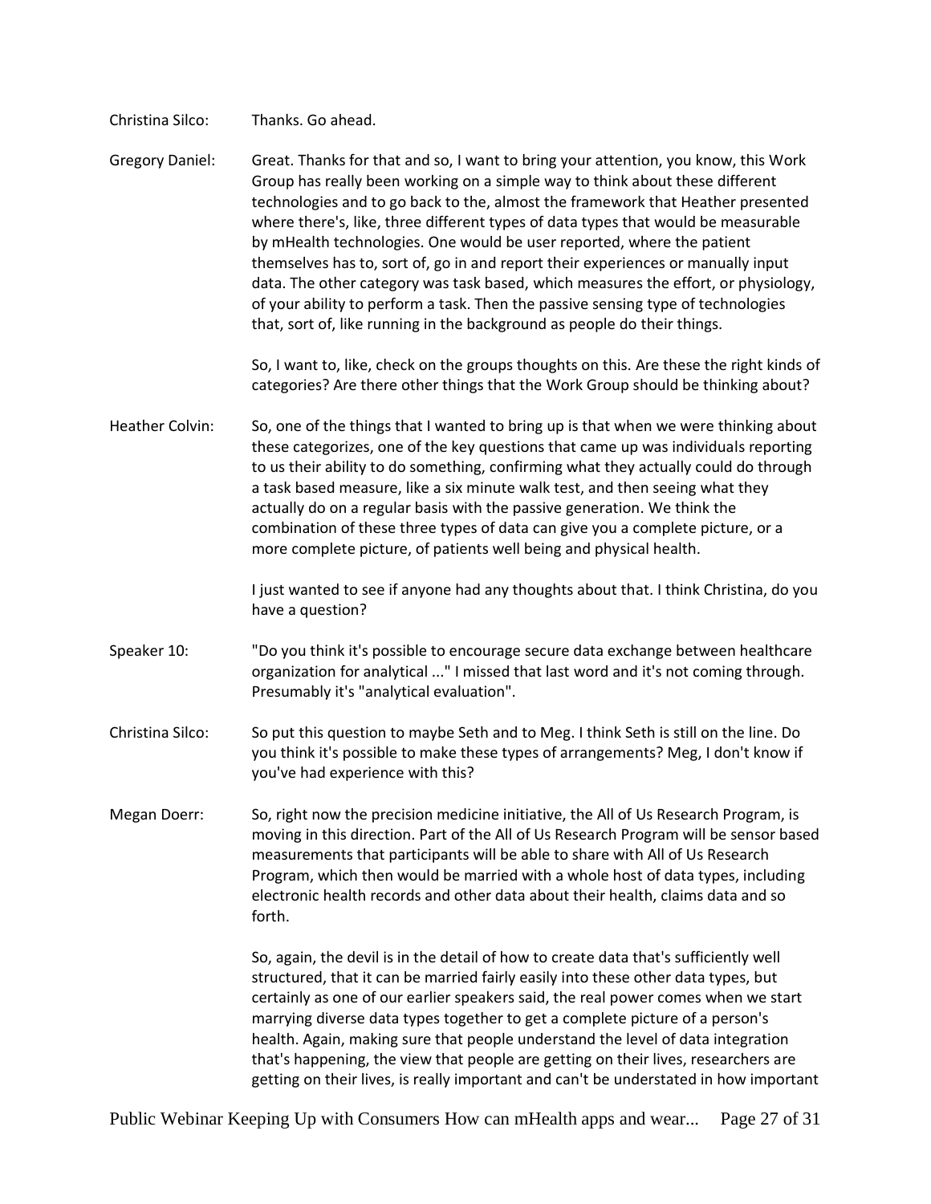Christina Silco: Thanks. Go ahead.

Gregory Daniel: Great. Thanks for that and so, I want to bring your attention, you know, this Work Group has really been working on a simple way to think about these different technologies and to go back to the, almost the framework that Heather presented where there's, like, three different types of data types that would be measurable by mHealth technologies. One would be user reported, where the patient themselves has to, sort of, go in and report their experiences or manually input data. The other category was task based, which measures the effort, or physiology, of your ability to perform a task. Then the passive sensing type of technologies that, sort of, like running in the background as people do their things.

So, I want to, like, check on the groups thoughts on this. Are these the right kinds of categories? Are there other things that the Work Group should be thinking about?

Heather Colvin: So, one of the things that I wanted to bring up is that when we were thinking about these categorizes, one of the key questions that came up was individuals reporting to us their ability to do something, confirming what they actually could do through a task based measure, like a six minute walk test, and then seeing what they actually do on a regular basis with the passive generation. We think the combination of these three types of data can give you a complete picture, or a more complete picture, of patients well being and physical health.

I just wanted to see if anyone had any thoughts about that. I think Christina, do you have a question?

Speaker 10: "Do you think it's possible to encourage secure data exchange between healthcare organization for analytical ..." I missed that last word and it's not coming through. Presumably it's "analytical evaluation".

Christina Silco: So put this question to maybe Seth and to Meg. I think Seth is still on the line. Do you think it's possible to make these types of arrangements? Meg, I don't know if you've had experience with this?

Megan Doerr: So, right now the precision medicine initiative, the All of Us Research Program, is moving in this direction. Part of the All of Us Research Program will be sensor based measurements that participants will be able to share with All of Us Research Program, which then would be married with a whole host of data types, including electronic health records and other data about their health, claims data and so forth.

So, again, the devil is in the detail of how to create data that's sufficiently well structured, that it can be married fairly easily into these other data types, but certainly as one of our earlier speakers said, the real power comes when we start marrying diverse data types together to get a complete picture of a person's health. Again, making sure that people understand the level of data integration that's happening, the view that people are getting on their lives, researchers are getting on their lives, is really important and can't be understated in how important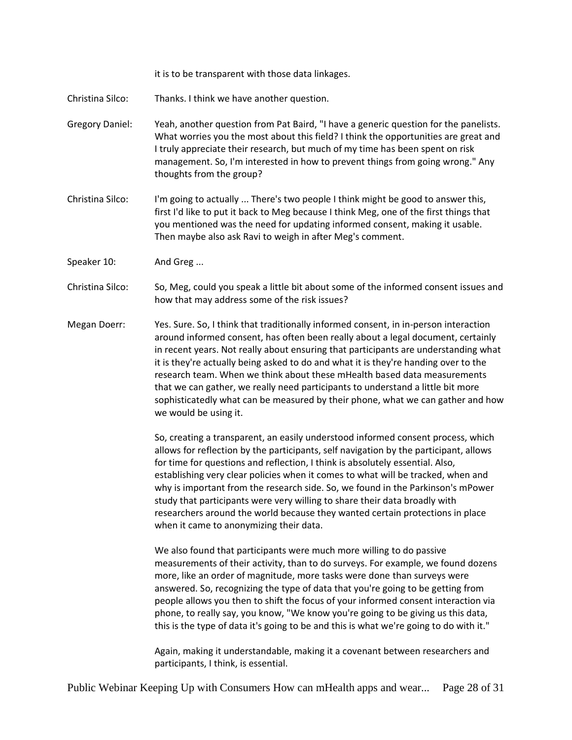it is to be transparent with those data linkages.

Christina Silco: Thanks. I think we have another question.

Gregory Daniel: Yeah, another question from Pat Baird, "I have a generic question for the panelists. What worries you the most about this field? I think the opportunities are great and I truly appreciate their research, but much of my time has been spent on risk management. So, I'm interested in how to prevent things from going wrong." Any thoughts from the group?

Christina Silco: I'm going to actually ... There's two people I think might be good to answer this, first I'd like to put it back to Meg because I think Meg, one of the first things that you mentioned was the need for updating informed consent, making it usable. Then maybe also ask Ravi to weigh in after Meg's comment.

Speaker 10: And Greg ...

Christina Silco: So, Meg, could you speak a little bit about some of the informed consent issues and how that may address some of the risk issues?

Megan Doerr: Yes. Sure. So, I think that traditionally informed consent, in in-person interaction around informed consent, has often been really about a legal document, certainly in recent years. Not really about ensuring that participants are understanding what it is they're actually being asked to do and what it is they're handing over to the research team. When we think about these mHealth based data measurements that we can gather, we really need participants to understand a little bit more sophisticatedly what can be measured by their phone, what we can gather and how we would be using it.

So, creating a transparent, an easily understood informed consent process, which allows for reflection by the participants, self navigation by the participant, allows for time for questions and reflection, I think is absolutely essential. Also, establishing very clear policies when it comes to what will be tracked, when and why is important from the research side. So, we found in the Parkinson's mPower study that participants were very willing to share their data broadly with researchers around the world because they wanted certain protections in place when it came to anonymizing their data.

We also found that participants were much more willing to do passive measurements of their activity, than to do surveys. For example, we found dozens more, like an order of magnitude, more tasks were done than surveys were answered. So, recognizing the type of data that you're going to be getting from people allows you then to shift the focus of your informed consent interaction via phone, to really say, you know, "We know you're going to be giving us this data, this is the type of data it's going to be and this is what we're going to do with it."

Again, making it understandable, making it a covenant between researchers and participants, I think, is essential.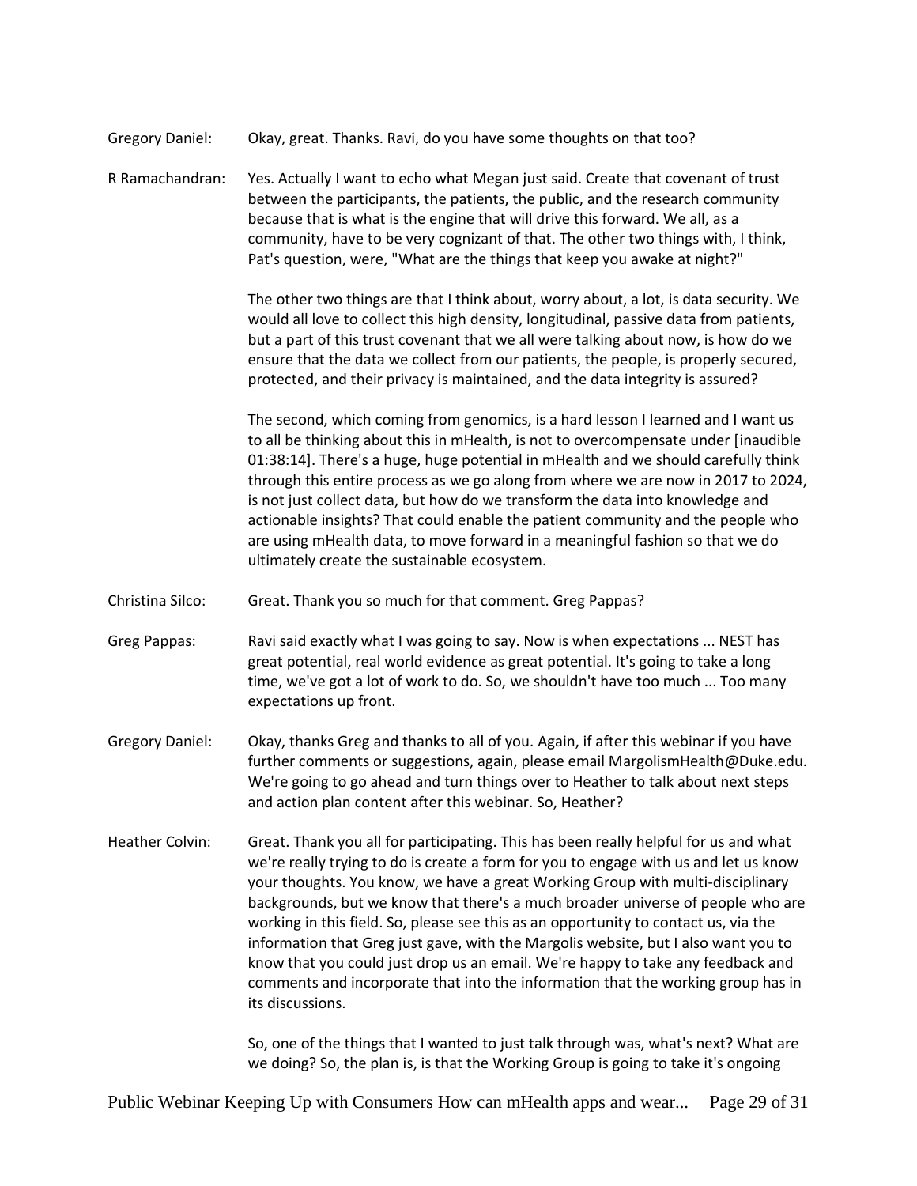Gregory Daniel: Okay, great. Thanks. Ravi, do you have some thoughts on that too?

R Ramachandran: Yes. Actually I want to echo what Megan just said. Create that covenant of trust between the participants, the patients, the public, and the research community because that is what is the engine that will drive this forward. We all, as a community, have to be very cognizant of that. The other two things with, I think, Pat's question, were, "What are the things that keep you awake at night?"

The other two things are that I think about, worry about, a lot, is data security. We would all love to collect this high density, longitudinal, passive data from patients, but a part of this trust covenant that we all were talking about now, is how do we ensure that the data we collect from our patients, the people, is properly secured, protected, and their privacy is maintained, and the data integrity is assured?

The second, which coming from genomics, is a hard lesson I learned and I want us to all be thinking about this in mHealth, is not to overcompensate under [inaudible 01:38:14]. There's a huge, huge potential in mHealth and we should carefully think through this entire process as we go along from where we are now in 2017 to 2024, is not just collect data, but how do we transform the data into knowledge and actionable insights? That could enable the patient community and the people who are using mHealth data, to move forward in a meaningful fashion so that we do ultimately create the sustainable ecosystem.

Christina Silco: Great. Thank you so much for that comment. Greg Pappas?

Greg Pappas: Ravi said exactly what I was going to say. Now is when expectations ... NEST has great potential, real world evidence as great potential. It's going to take a long time, we've got a lot of work to do. So, we shouldn't have too much ... Too many expectations up front.

Gregory Daniel: Okay, thanks Greg and thanks to all of you. Again, if after this webinar if you have further comments or suggestions, again, please email MargolismHealth@Duke.edu. We're going to go ahead and turn things over to Heather to talk about next steps and action plan content after this webinar. So, Heather?

Heather Colvin: Great. Thank you all for participating. This has been really helpful for us and what we're really trying to do is create a form for you to engage with us and let us know your thoughts. You know, we have a great Working Group with multi-disciplinary backgrounds, but we know that there's a much broader universe of people who are working in this field. So, please see this as an opportunity to contact us, via the information that Greg just gave, with the Margolis website, but I also want you to know that you could just drop us an email. We're happy to take any feedback and comments and incorporate that into the information that the working group has in its discussions.

So, one of the things that I wanted to just talk through was, what's next? What are we doing? So, the plan is, is that the Working Group is going to take it's ongoing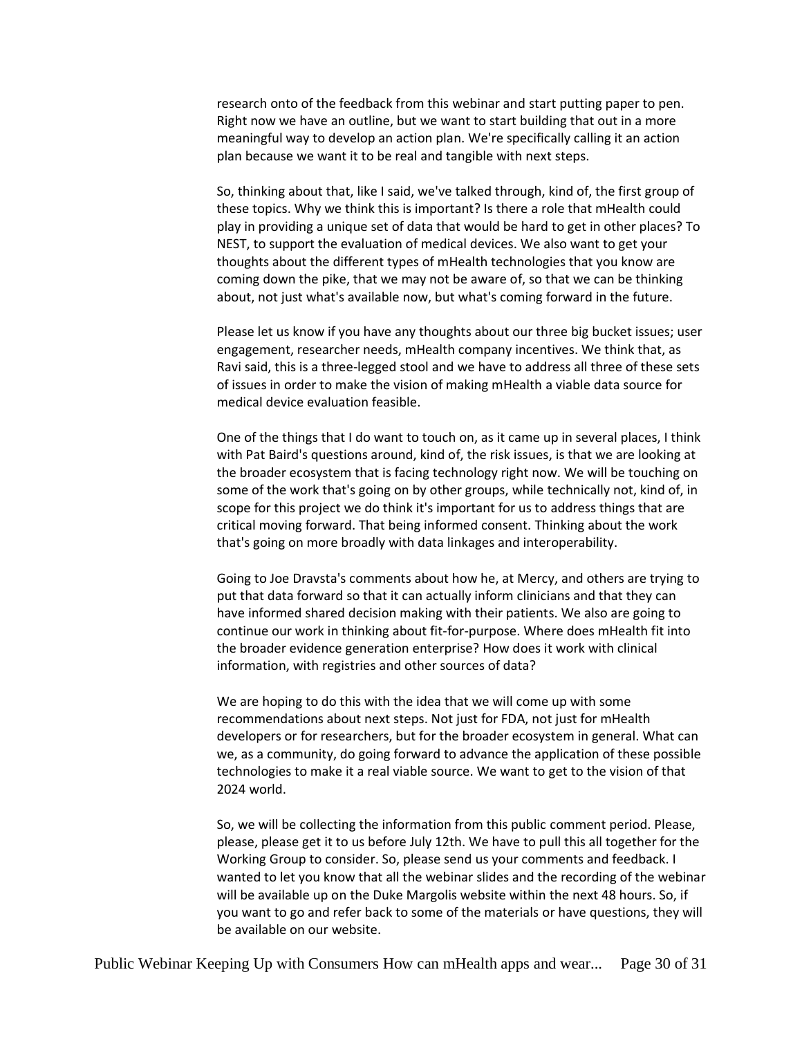research onto of the feedback from this webinar and start putting paper to pen. Right now we have an outline, but we want to start building that out in a more meaningful way to develop an action plan. We're specifically calling it an action plan because we want it to be real and tangible with next steps.

So, thinking about that, like I said, we've talked through, kind of, the first group of these topics. Why we think this is important? Is there a role that mHealth could play in providing a unique set of data that would be hard to get in other places? To NEST, to support the evaluation of medical devices. We also want to get your thoughts about the different types of mHealth technologies that you know are coming down the pike, that we may not be aware of, so that we can be thinking about, not just what's available now, but what's coming forward in the future.

Please let us know if you have any thoughts about our three big bucket issues; user engagement, researcher needs, mHealth company incentives. We think that, as Ravi said, this is a three-legged stool and we have to address all three of these sets of issues in order to make the vision of making mHealth a viable data source for medical device evaluation feasible.

One of the things that I do want to touch on, as it came up in several places, I think with Pat Baird's questions around, kind of, the risk issues, is that we are looking at the broader ecosystem that is facing technology right now. We will be touching on some of the work that's going on by other groups, while technically not, kind of, in scope for this project we do think it's important for us to address things that are critical moving forward. That being informed consent. Thinking about the work that's going on more broadly with data linkages and interoperability.

Going to Joe Dravsta's comments about how he, at Mercy, and others are trying to put that data forward so that it can actually inform clinicians and that they can have informed shared decision making with their patients. We also are going to continue our work in thinking about fit-for-purpose. Where does mHealth fit into the broader evidence generation enterprise? How does it work with clinical information, with registries and other sources of data?

We are hoping to do this with the idea that we will come up with some recommendations about next steps. Not just for FDA, not just for mHealth developers or for researchers, but for the broader ecosystem in general. What can we, as a community, do going forward to advance the application of these possible technologies to make it a real viable source. We want to get to the vision of that 2024 world.

So, we will be collecting the information from this public comment period. Please, please, please get it to us before July 12th. We have to pull this all together for the Working Group to consider. So, please send us your comments and feedback. I wanted to let you know that all the webinar slides and the recording of the webinar will be available up on the Duke Margolis website within the next 48 hours. So, if you want to go and refer back to some of the materials or have questions, they will be available on our website.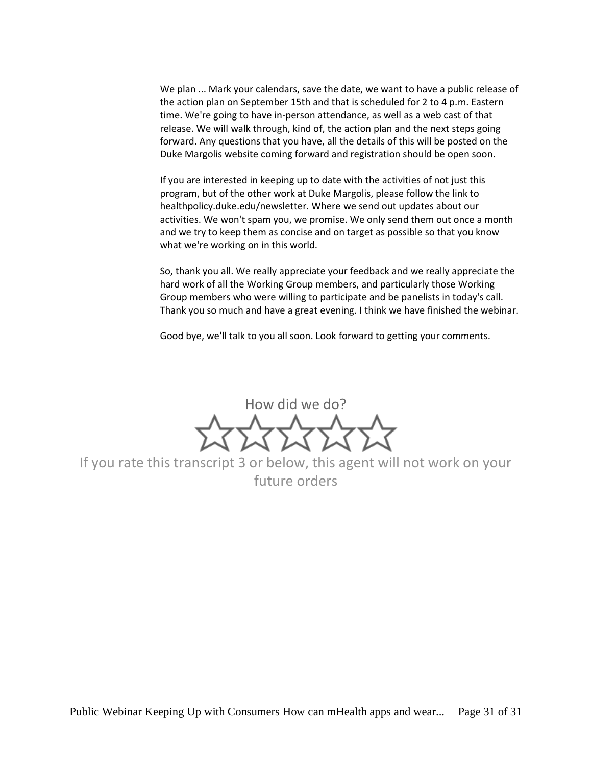We plan ... Mark your calendars, save the date, we want to have a public release of the action plan on September 15th and that is scheduled for 2 to 4 p.m. Eastern time. We're going to have in-person attendance, as well as a web cast of that release. We will walk through, kind of, the action plan and the next steps going forward. Any questions that you have, all the details of this will be posted on the Duke Margolis website coming forward and registration should be open soon.

If you are interested in keeping up to date with the activities of not just this program, but of the other work at Duke Margolis, please follow the link to healthpolicy.duke.edu/newsletter. Where we send out updates about our activities. We won't spam you, we promise. We only send them out once a month and we try to keep them as concise and on target as possible so that you know what we're working on in this world.

So, thank you all. We really appreciate your feedback and we really appreciate the hard work of all the Working Group members, and particularly those Working Group members who were willing to participate and be panelists in today's call. Thank you so much and have a great evening. I think we have finished the webinar.

Good bye, we'll talk to you all soon. Look forward to getting your comments.

How did we do?

☆☆☆☆☆

If you rate this transcript 3 or below, this agent will not work on your future orders